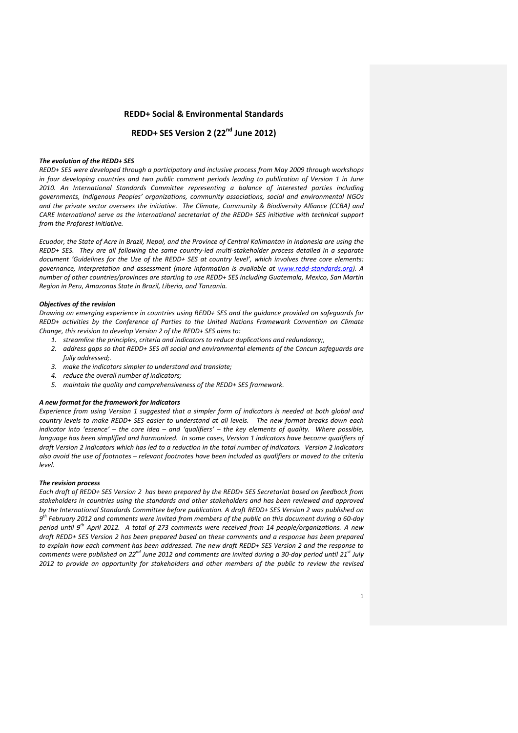# REDD+ Social & Environmental Standards

## REDD+ SES Version 2 (22nd June 2012)

***The evolution of the REDD+ SES***

*REDD+ SES were developed through a participatory and inclusive process from May 2009 through workshops in four developing countries and two public comment periods leading to publication of Version 1 in June 2010. An International Standards Committee representing a balance of interested parties including governments, Indigenous Peoples' organizations, community associations, social and environmental NGOs and the private sector oversees the initiative. The Climate, Community & Biodiversity Alliance (CCBA) and CARE International serve as the international secretariat of the REDD+ SES initiative with technical support from the Proforest Initiative.*

*Ecuador, the State of Acre in Brazil, Nepal, and the Province of Central Kalimantan in Indonesia are using the REDD+ SES. They are all following the same country-led multi-stakeholder process detailed in a separate document 'Guidelines for the Use of the REDD+ SES at country level', which involves three core elements: governance, interpretation and assessment (more information is available at www.redd-standards.org). A number of other countries/provinces are starting to use REDD+ SES including Guatemala, Mexico, San Martin Region in Peru, Amazonas State in Brazil, Liberia, and Tanzania.*

***Objectives of the revision***

*Drawing on emerging experience in countries using REDD+ SES and the guidance provided on safeguards for REDD+ activities by the Conference of Parties to the United Nations Framework Convention on Climate Change, this revision to develop Version 2 of the REDD+ SES aims to:*

1. *streamline the principles, criteria and indicators to reduce duplications and redundancy;,*
2. *address gaps so that REDD+ SES all social and environmental elements of the Cancun safeguards are fully addressed;.*
3. *make the indicators simpler to understand and translate;*
4. *reduce the overall number of indicators;*
5. *maintain the quality and comprehensiveness of the REDD+ SES framework.*

***A new format for the framework for indicators***

*Experience from using Version 1 suggested that a simpler form of indicators is needed at both global and country levels to make REDD+ SES easier to understand at all levels. The new format breaks down each indicator into 'essence' – the core idea – and 'qualifiers' – the key elements of quality. Where possible, language has been simplified and harmonized. In some cases, Version 1 indicators have become qualifiers of draft Version 2 indicators which has led to a reduction in the total number of indicators. Version 2 indicators also avoid the use of footnotes – relevant footnotes have been included as qualifiers or moved to the criteria level.*

***The revision process***

*Each draft of REDD+ SES Version 2 has been prepared by the REDD+ SES Secretariat based on feedback from stakeholders in countries using the standards and other stakeholders and has been reviewed and approved by the International Standards Committee before publication. A draft REDD+ SES Version 2 was published on 9th February 2012 and comments were invited from members of the public on this document during a 60-day period until 9th April 2012. A total of 273 comments were received from 14 people/organizations. A new draft REDD+ SES Version 2 has been prepared based on these comments and a response has been prepared to explain how each comment has been addressed. The new draft REDD+ SES Version 2 and the response to comments were published on 22nd June 2012 and comments are invited during a 30-day period until 21st July 2012 to provide an opportunity for stakeholders and other members of the public to review the revised*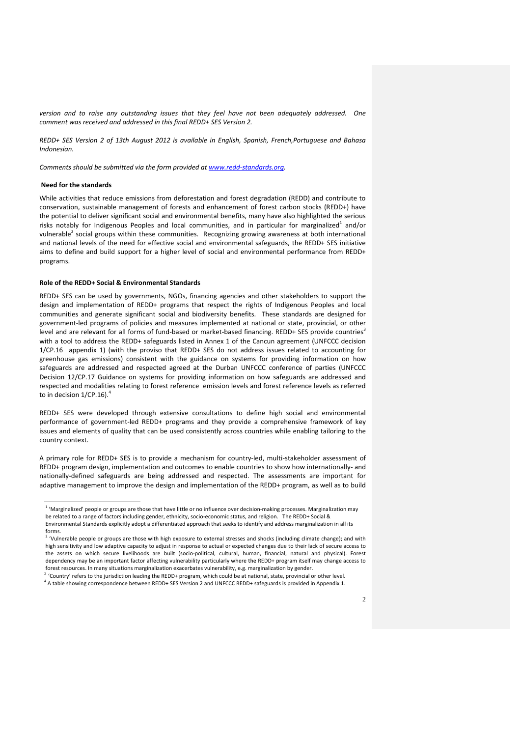*version and to raise any outstanding issues that they feel have not been adequately addressed. One comment was received and addressed in this final REDD+ SES Version 2.*

*REDD+ SES Version 2 of 13th August 2012 is available in English, Spanish, French,Portuguese and Bahasa Indonesian.*

*Comments should be submitted via the form provided at www.redd-standards.org.*

**Need for the standards**

While activities that reduce emissions from deforestation and forest degradation (REDD) and contribute to conservation, sustainable management of forests and enhancement of forest carbon stocks (REDD+) have the potential to deliver significant social and environmental benefits, many have also highlighted the serious risks notably for Indigenous Peoples and local communities, and in particular for marginalized[1] and/or vulnerable[2] social groups within these communities. Recognizing growing awareness at both international and national levels of the need for effective social and environmental safeguards, the REDD+ SES initiative aims to define and build support for a higher level of social and environmental performance from REDD+ programs.

**Role of the REDD+ Social & Environmental Standards**

REDD+ SES can be used by governments, NGOs, financing agencies and other stakeholders to support the design and implementation of REDD+ programs that respect the rights of Indigenous Peoples and local communities and generate significant social and biodiversity benefits. These standards are designed for government-led programs of policies and measures implemented at national or state, provincial, or other level and are relevant for all forms of fund-based or market-based financing. REDD+ SES provide countries[3] with a tool to address the REDD+ safeguards listed in Annex 1 of the Cancun agreement (UNFCCC decision 1/CP.16 appendix 1) (with the proviso that REDD+ SES do not address issues related to accounting for greenhouse gas emissions) consistent with the guidance on systems for providing information on how safeguards are addressed and respected agreed at the Durban UNFCCC conference of parties (UNFCCC Decision 12/CP.17 Guidance on systems for providing information on how safeguards are addressed and respected and modalities relating to forest reference emission levels and forest reference levels as referred to in decision 1/CP.16).[4]

REDD+ SES were developed through extensive consultations to define high social and environmental performance of government-led REDD+ programs and they provide a comprehensive framework of key issues and elements of quality that can be used consistently across countries while enabling tailoring to the country context.

A primary role for REDD+ SES is to provide a mechanism for country-led, multi-stakeholder assessment of REDD+ program design, implementation and outcomes to enable countries to show how internationally- and nationally-defined safeguards are being addressed and respected. The assessments are important for adaptive management to improve the design and implementation of the REDD+ program, as well as to build

---

[1] 'Marginalized' people or groups are those that have little or no influence over decision-making processes. Marginalization may be related to a range of factors including gender, ethnicity, socio-economic status, and religion. The REDD+ Social & Environmental Standards explicitly adopt a differentiated approach that seeks to identify and address marginalization in all its forms.

[2] 'Vulnerable people or groups are those with high exposure to external stresses and shocks (including climate change); and with high sensitivity and low adaptive capacity to adjust in response to actual or expected changes due to their lack of secure access to the assets on which secure livelihoods are built (socio-political, cultural, human, financial, natural and physical). Forest dependency may be an important factor affecting vulnerability particularly where the REDD+ program itself may change access to forest resources. In many situations marginalization exacerbates vulnerability, e.g. marginalization by gender.

[3] 'Country' refers to the jurisdiction leading the REDD+ program, which could be at national, state, provincial or other level.

[4] A table showing correspondence between REDD+ SES Version 2 and UNFCCC REDD+ safeguards is provided in Appendix 1.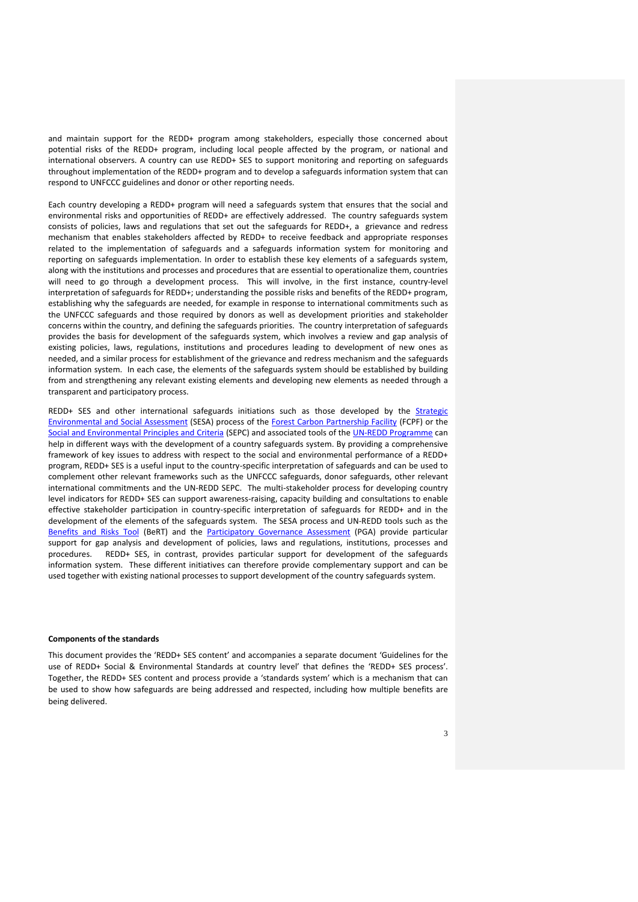and maintain support for the REDD+ program among stakeholders, especially those concerned about potential risks of the REDD+ program, including local people affected by the program, or national and international observers. A country can use REDD+ SES to support monitoring and reporting on safeguards throughout implementation of the REDD+ program and to develop a safeguards information system that can respond to UNFCCC guidelines and donor or other reporting needs.

Each country developing a REDD+ program will need a safeguards system that ensures that the social and environmental risks and opportunities of REDD+ are effectively addressed. The country safeguards system consists of policies, laws and regulations that set out the safeguards for REDD+, a grievance and redress mechanism that enables stakeholders affected by REDD+ to receive feedback and appropriate responses related to the implementation of safeguards and a safeguards information system for monitoring and reporting on safeguards implementation. In order to establish these key elements of a safeguards system, along with the institutions and processes and procedures that are essential to operationalize them, countries will need to go through a development process. This will involve, in the first instance, country-level interpretation of safeguards for REDD+; understanding the possible risks and benefits of the REDD+ program, establishing why the safeguards are needed, for example in response to international commitments such as the UNFCCC safeguards and those required by donors as well as development priorities and stakeholder concerns within the country, and defining the safeguards priorities. The country interpretation of safeguards provides the basis for development of the safeguards system, which involves a review and gap analysis of existing policies, laws, regulations, institutions and procedures leading to development of new ones as needed, and a similar process for establishment of the grievance and redress mechanism and the safeguards information system. In each case, the elements of the safeguards system should be established by building from and strengthening any relevant existing elements and developing new elements as needed through a transparent and participatory process.

REDD+ SES and other international safeguards initiations such as those developed by the Strategic Environmental and Social Assessment (SESA) process of the Forest Carbon Partnership Facility (FCPF) or the Social and Environmental Principles and Criteria (SEPC) and associated tools of the UN-REDD Programme can help in different ways with the development of a country safeguards system. By providing a comprehensive framework of key issues to address with respect to the social and environmental performance of a REDD+ program, REDD+ SES is a useful input to the country-specific interpretation of safeguards and can be used to complement other relevant frameworks such as the UNFCCC safeguards, donor safeguards, other relevant international commitments and the UN-REDD SEPC. The multi-stakeholder process for developing country level indicators for REDD+ SES can support awareness-raising, capacity building and consultations to enable effective stakeholder participation in country-specific interpretation of safeguards for REDD+ and in the development of the elements of the safeguards system. The SESA process and UN-REDD tools such as the Benefits and Risks Tool (BeRT) and the Participatory Governance Assessment (PGA) provide particular support for gap analysis and development of policies, laws and regulations, institutions, processes and procedures. REDD+ SES, in contrast, provides particular support for development of the safeguards information system. These different initiatives can therefore provide complementary support and can be used together with existing national processes to support development of the country safeguards system.

**Components of the standards**

This document provides the 'REDD+ SES content' and accompanies a separate document 'Guidelines for the use of REDD+ Social & Environmental Standards at country level' that defines the 'REDD+ SES process'. Together, the REDD+ SES content and process provide a 'standards system' which is a mechanism that can be used to show how safeguards are being addressed and respected, including how multiple benefits are being delivered.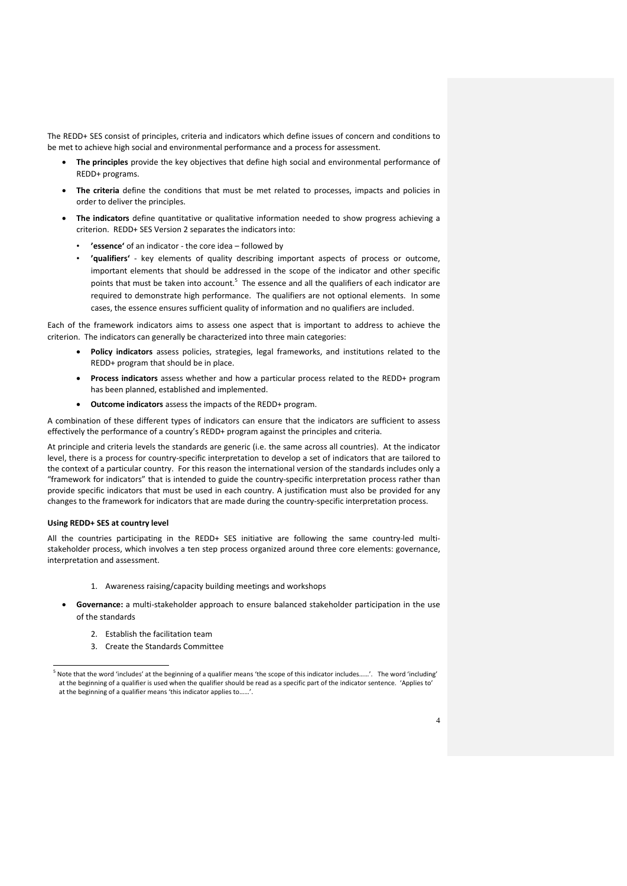The REDD+ SES consist of principles, criteria and indicators which define issues of concern and conditions to be met to achieve high social and environmental performance and a process for assessment.

- **The principles** provide the key objectives that define high social and environmental performance of REDD+ programs.
- **The criteria** define the conditions that must be met related to processes, impacts and policies in order to deliver the principles.
- **The indicators** define quantitative or qualitative information needed to show progress achieving a criterion. REDD+ SES Version 2 separates the indicators into:
  - **'essence'** of an indicator - the core idea – followed by
  - **'qualifiers'** - key elements of quality describing important aspects of process or outcome, important elements that should be addressed in the scope of the indicator and other specific points that must be taken into account.[5] The essence and all the qualifiers of each indicator are required to demonstrate high performance. The qualifiers are not optional elements. In some cases, the essence ensures sufficient quality of information and no qualifiers are included.

Each of the framework indicators aims to assess one aspect that is important to address to achieve the criterion. The indicators can generally be characterized into three main categories:

- **Policy indicators** assess policies, strategies, legal frameworks, and institutions related to the REDD+ program that should be in place.
- **Process indicators** assess whether and how a particular process related to the REDD+ program has been planned, established and implemented.
- **Outcome indicators** assess the impacts of the REDD+ program.

A combination of these different types of indicators can ensure that the indicators are sufficient to assess effectively the performance of a country's REDD+ program against the principles and criteria.

At principle and criteria levels the standards are generic (i.e. the same across all countries). At the indicator level, there is a process for country-specific interpretation to develop a set of indicators that are tailored to the context of a particular country. For this reason the international version of the standards includes only a "framework for indicators" that is intended to guide the country-specific interpretation process rather than provide specific indicators that must be used in each country. A justification must also be provided for any changes to the framework for indicators that are made during the country-specific interpretation process.

#### Using REDD+ SES at country level

All the countries participating in the REDD+ SES initiative are following the same country-led multi-stakeholder process, which involves a ten step process organized around three core elements: governance, interpretation and assessment.

1. Awareness raising/capacity building meetings and workshops

- **Governance:** a multi-stakeholder approach to ensure balanced stakeholder participation in the use of the standards

2. Establish the facilitation team
3. Create the Standards Committee

[5] Note that the word 'includes' at the beginning of a qualifier means 'the scope of this indicator includes……'. The word 'including' at the beginning of a qualifier is used when the qualifier should be read as a specific part of the indicator sentence. 'Applies to' at the beginning of a qualifier means 'this indicator applies to……'.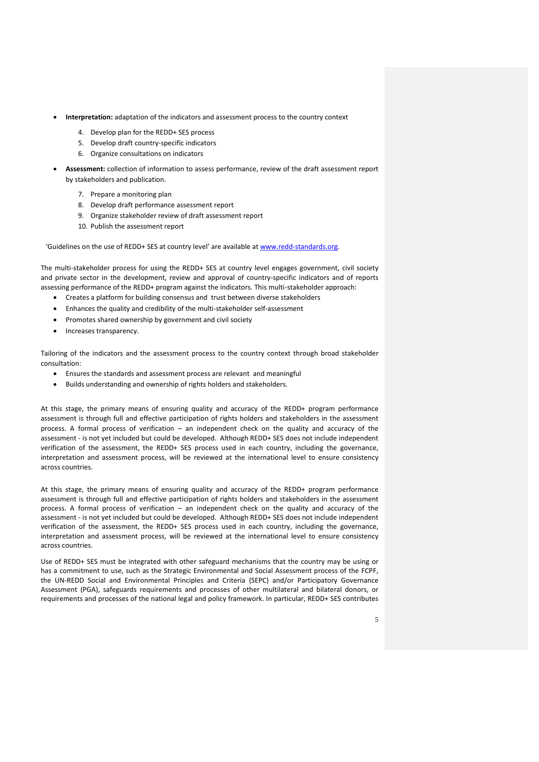- **Interpretation:** adaptation of the indicators and assessment process to the country context

    4. Develop plan for the REDD+ SES process
    5. Develop draft country-specific indicators
    6. Organize consultations on indicators

- **Assessment:** collection of information to assess performance, review of the draft assessment report by stakeholders and publication.

    7. Prepare a monitoring plan
    8. Develop draft performance assessment report
    9. Organize stakeholder review of draft assessment report
    10. Publish the assessment report

'Guidelines on the use of REDD+ SES at country level' are available at [www.redd-standards.org](www.redd-standards.org).

The multi-stakeholder process for using the REDD+ SES at country level engages government, civil society and private sector in the development, review and approval of country-specific indicators and of reports assessing performance of the REDD+ program against the indicators. This multi-stakeholder approach:

- Creates a platform for building consensus and trust between diverse stakeholders
- Enhances the quality and credibility of the multi-stakeholder self-assessment
- Promotes shared ownership by government and civil society
- Increases transparency.

Tailoring of the indicators and the assessment process to the country context through broad stakeholder consultation:

- Ensures the standards and assessment process are relevant and meaningful
- Builds understanding and ownership of rights holders and stakeholders.

At this stage, the primary means of ensuring quality and accuracy of the REDD+ program performance assessment is through full and effective participation of rights holders and stakeholders in the assessment process. A formal process of verification – an independent check on the quality and accuracy of the assessment - is not yet included but could be developed. Although REDD+ SES does not include independent verification of the assessment, the REDD+ SES process used in each country, including the governance, interpretation and assessment process, will be reviewed at the international level to ensure consistency across countries.

At this stage, the primary means of ensuring quality and accuracy of the REDD+ program performance assessment is through full and effective participation of rights holders and stakeholders in the assessment process. A formal process of verification – an independent check on the quality and accuracy of the assessment - is not yet included but could be developed. Although REDD+ SES does not include independent verification of the assessment, the REDD+ SES process used in each country, including the governance, interpretation and assessment process, will be reviewed at the international level to ensure consistency across countries.

Use of REDD+ SES must be integrated with other safeguard mechanisms that the country may be using or has a commitment to use, such as the Strategic Environmental and Social Assessment process of the FCPF, the UN-REDD Social and Environmental Principles and Criteria (SEPC) and/or Participatory Governance Assessment (PGA), safeguards requirements and processes of other multilateral and bilateral donors, or requirements and processes of the national legal and policy framework. In particular, REDD+ SES contributes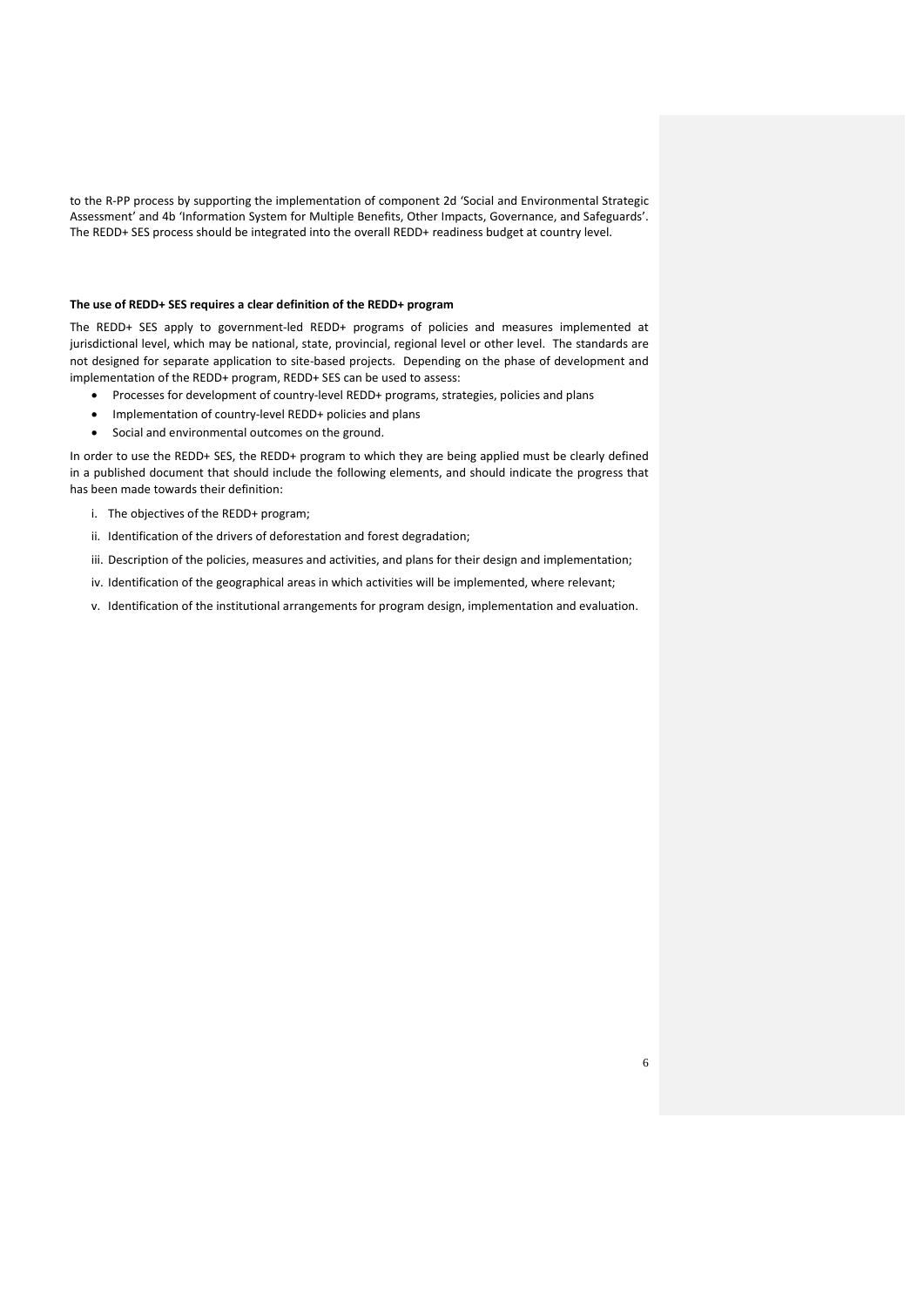to the R-PP process by supporting the implementation of component 2d 'Social and Environmental Strategic Assessment' and 4b 'Information System for Multiple Benefits, Other Impacts, Governance, and Safeguards'. The REDD+ SES process should be integrated into the overall REDD+ readiness budget at country level.

**The use of REDD+ SES requires a clear definition of the REDD+ program**

The REDD+ SES apply to government-led REDD+ programs of policies and measures implemented at jurisdictional level, which may be national, state, provincial, regional level or other level. The standards are not designed for separate application to site-based projects. Depending on the phase of development and implementation of the REDD+ program, REDD+ SES can be used to assess:

- Processes for development of country-level REDD+ programs, strategies, policies and plans
- Implementation of country-level REDD+ policies and plans
- Social and environmental outcomes on the ground.

In order to use the REDD+ SES, the REDD+ program to which they are being applied must be clearly defined in a published document that should include the following elements, and should indicate the progress that has been made towards their definition:

i. The objectives of the REDD+ program;

ii. Identification of the drivers of deforestation and forest degradation;

iii. Description of the policies, measures and activities, and plans for their design and implementation;

iv. Identification of the geographical areas in which activities will be implemented, where relevant;

v. Identification of the institutional arrangements for program design, implementation and evaluation.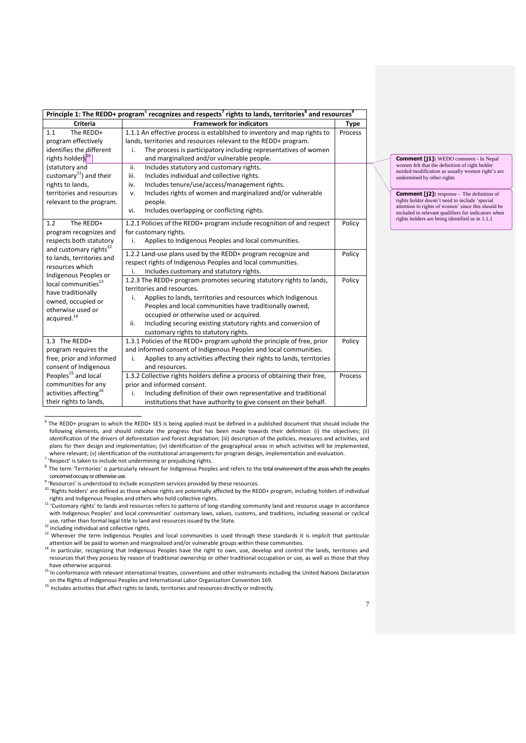| Principle 1: The REDD+ program[6] recognizes and respects[7] rights to lands, territories[8] and resources[9] | | |
|---|---|---|
| **Criteria** | **Framework for indicators** | **Type** |
| 1.1 The REDD+ program effectively identifies the different rights holders[10] (statutory and customary[11]) and their rights to lands, territories and resources relevant to the program. | 1.1.1 An effective process is established to inventory and map rights to lands, territories and resources relevant to the REDD+ program. <br> i. The process is participatory including representatives of women and marginalized and/or vulnerable people. <br> ii. Includes statutory and customary rights. <br> iii. Includes individual and collective rights. <br> iv. Includes tenure/use/access/management rights. <br> v. Includes rights of women and marginalized and/or vulnerable people. <br> vi. Includes overlapping or conflicting rights. | Process |
| 1.2 The REDD+ program recognizes and respects both statutory and customary rights[12] to lands, territories and resources which Indigenous Peoples or local communities[13] have traditionally owned, occupied or otherwise used or acquired.[14] | 1.2.1 Policies of the REDD+ program include recognition of and respect for customary rights. <br> i. Applies to Indigenous Peoples and local communities. | Policy |
| | 1.2.2 Land-use plans used by the REDD+ program recognize and respect rights of Indigenous Peoples and local communities. <br> i. Includes customary and statutory rights. | Policy |
| | 1.2.3 The REDD+ program promotes securing statutory rights to lands, territories and resources. <br> i. Applies to lands, territories and resources which Indigenous Peoples and local communities have traditionally owned, occupied or otherwise used or acquired. <br> ii. Including securing existing statutory rights and conversion of customary rights to statutory rights. | Policy |
| 1.3 The REDD+ program requires the free, prior and informed consent of Indigenous Peoples[15] and local communities for any activities affecting[16] their rights to lands, | 1.3.1 Policies of the REDD+ program uphold the principle of free, prior and informed consent of Indigenous Peoples and local communities. <br> i. Applies to any activities affecting their rights to lands, territories and resources. | Policy |
| | 1.3.2 Collective rights holders define a process of obtaining their free, prior and informed consent. <br> i. Including definition of their own representative and traditional institutions that have authority to give consent on their behalf. | Process |

**Comment [j1]:** WEDO comment - In Nepal women felt that the definition of right holder needed modification as usually women right's are undermined by other rights

**Comment [j2]:** response - The definition of rights holder doesn't need to include 'special attention to rights of women' since this should be included in relevant qualifiers for indicators when rights holders are being identified as in 1.1.1

[6] The REDD+ program to which the REDD+ SES is being applied must be defined in a published document that should include the following elements, and should indicate the progress that has been made towards their definition: (i) the objectives; (ii) identification of the drivers of deforestation and forest degradation; (iii) description of the policies, measures and activities, and plans for their design and implementation; (iv) identification of the geographical areas in which activities will be implemented, where relevant; (v) identification of the institutional arrangements for program design, implementation and evaluation.

[7] 'Respect' is taken to include not undermining or prejudicing rights.

[8] The term 'Territories' is particularly relevant for Indigenous Peoples and refers to the total environment of the areas which the peoples concerned occupy or otherwise use.

[9] 'Resources' is understood to include ecosystem services provided by these resources.

[10] 'Rights holders' are defined as those whose rights are potentially affected by the REDD+ program, including holders of individual rights and Indigenous Peoples and others who hold collective rights.

[11] 'Customary rights' to lands and resources refers to patterns of long-standing community land and resource usage in accordance with Indigenous Peoples' and local communities' customary laws, values, customs, and traditions, including seasonal or cyclical use, rather than formal legal title to land and resources issued by the State.

[12] Including individual and collective rights.

[13] Wherever the term Indigenous Peoples and local communities is used through these standards it is implicit that particular attention will be paid to women and marginalized and/or vulnerable groups within these communities.

[14] In particular, recognizing that Indigenous Peoples have the right to own, use, develop and control the lands, territories and resources that they possess by reason of traditional ownership or other traditional occupation or use, as well as those that they have otherwise acquired.

[15] In conformance with relevant international treaties, conventions and other instruments including the United Nations Declaration on the Rights of Indigenous Peoples and International Labor Organization Convention 169.

[16] Includes activities that affect rights to lands, territories and resources directly or indirectly.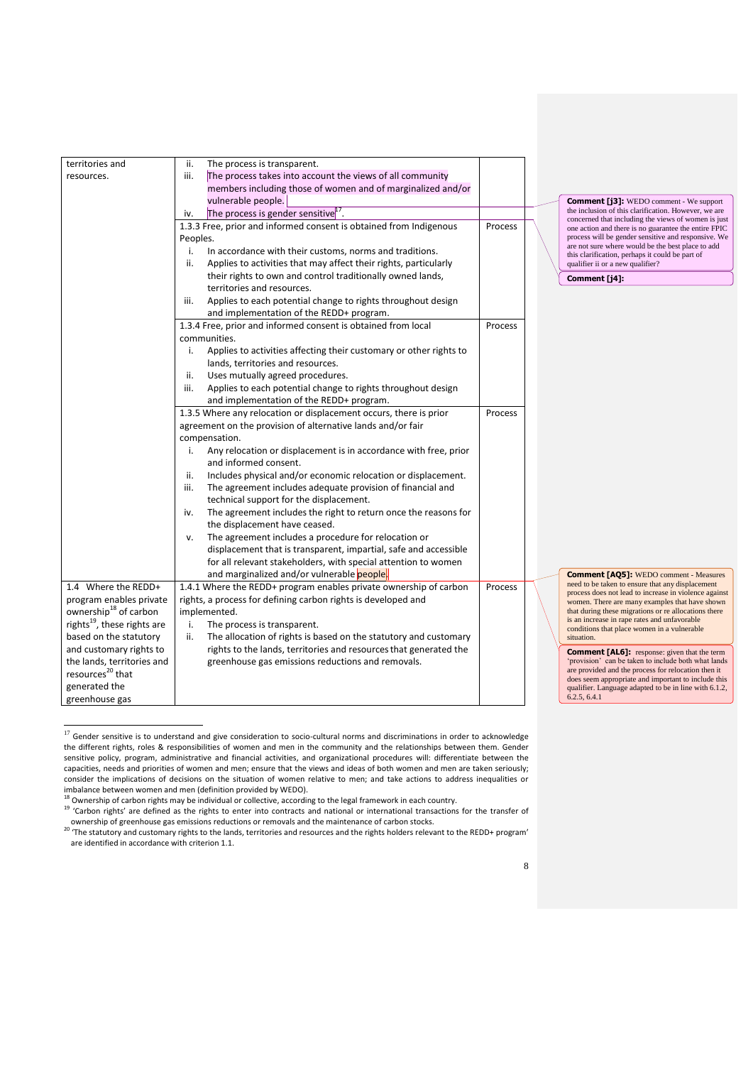| | | |
|---|---|---|
| territories and resources. | ii. The process is transparent.<br>iii. The process takes into account the views of all community members including those of women and of marginalized and/or vulnerable people.<br>iv. The process is gender sensitive[17]. | |
| | 1.3.3 Free, prior and informed consent is obtained from Indigenous Peoples.<br>i. In accordance with their customs, norms and traditions.<br>ii. Applies to activities that may affect their rights, particularly their rights to own and control traditionally owned lands, territories and resources.<br>iii. Applies to each potential change to rights throughout design and implementation of the REDD+ program. | Process |
| | 1.3.4 Free, prior and informed consent is obtained from local communities.<br>i. Applies to activities affecting their customary or other rights to lands, territories and resources.<br>ii. Uses mutually agreed procedures.<br>iii. Applies to each potential change to rights throughout design and implementation of the REDD+ program. | Process |
| | 1.3.5 Where any relocation or displacement occurs, there is prior agreement on the provision of alternative lands and/or fair compensation.<br>i. Any relocation or displacement is in accordance with free, prior and informed consent.<br>ii. Includes physical and/or economic relocation or displacement.<br>iii. The agreement includes adequate provision of financial and technical support for the displacement.<br>iv. The agreement includes the right to return once the reasons for the displacement have ceased.<br>v. The agreement includes a procedure for relocation or displacement that is transparent, impartial, safe and accessible for all relevant stakeholders, with special attention to women and marginalized and/or vulnerable people. | Process |
| 1.4 Where the REDD+ program enables private ownership[18] of carbon rights[19], these rights are based on the statutory and customary rights to the lands, territories and resources[20] that generated the greenhouse gas | 1.4.1 Where the REDD+ program enables private ownership of carbon rights, a process for defining carbon rights is developed and implemented.<br>i. The process is transparent.<br>ii. The allocation of rights is based on the statutory and customary rights to the lands, territories and resources that generated the greenhouse gas emissions reductions and removals. | Process |

**Comment [j3]:** WEDO comment - We support the inclusion of this clarification. However, we are concerned that including the views of women is just one action and there is no guarantee the entire FPIC process will be gender sensitive and responsive. We are not sure where would be the best place to add this clarification, perhaps it could be part of qualifier ii or a new qualifier?

**Comment [j4]:**

**Comment [AQ5]:** WEDO comment - Measures need to be taken to ensure that any displacement process does not lead to increase in violence against women. There are many examples that have shown that during these migrations or re allocations there is an increase in rape rates and unfavorable conditions that place women in a vulnerable situation.

**Comment [AL6]:** response: given that the term 'provision' can be taken to include both what lands are provided and the process for relocation then it does seem appropriate and important to include this qualifier. Language adapted to be in line with 6.1.2, 6.2.5, 6.4.1

[17] Gender sensitive is to understand and give consideration to socio-cultural norms and discriminations in order to acknowledge the different rights, roles & responsibilities of women and men in the community and the relationships between them. Gender sensitive policy, program, administrative and financial activities, and organizational procedures will: differentiate between the capacities, needs and priorities of women and men; ensure that the views and ideas of both women and men are taken seriously; consider the implications of decisions on the situation of women relative to men; and take actions to address inequalities or imbalance between women and men (definition provided by WEDO).

[18] Ownership of carbon rights may be individual or collective, according to the legal framework in each country.

[19] 'Carbon rights' are defined as the rights to enter into contracts and national or international transactions for the transfer of ownership of greenhouse gas emissions reductions or removals and the maintenance of carbon stocks.

[20] 'The statutory and customary rights to the lands, territories and resources and the rights holders relevant to the REDD+ program' are identified in accordance with criterion 1.1.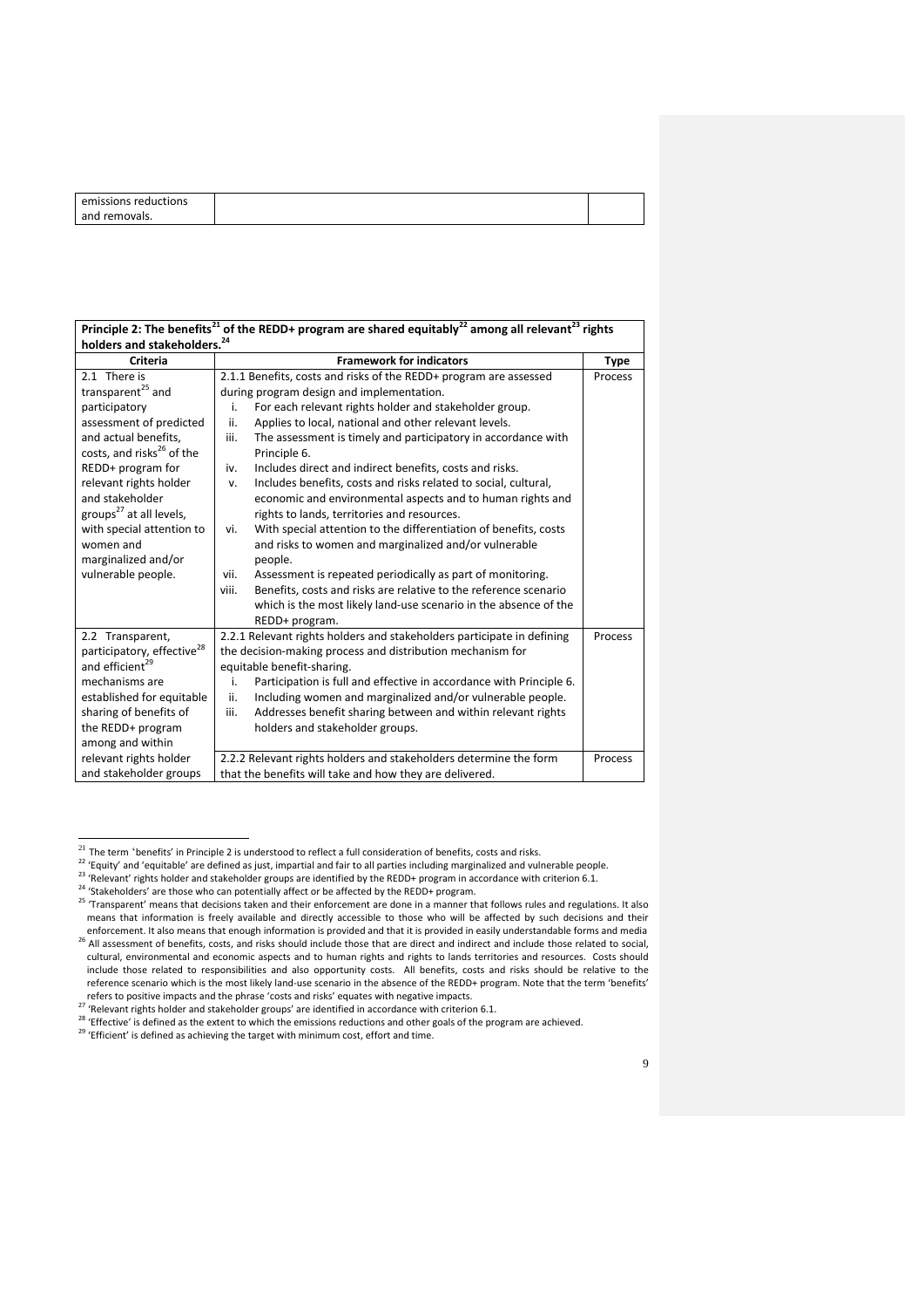| emissions reductions and removals. | | |
|---|---|---|

| Principle 2: The benefits[21] of the REDD+ program are shared equitably[22] among all relevant[23] rights holders and stakeholders.[24] | | |
|---|---|---|
| **Criteria** | **Framework for indicators** | **Type** |
| 2.1 There is transparent[25] and participatory assessment of predicted and actual benefits, costs, and risks[26] of the REDD+ program for relevant rights holder and stakeholder groups[27] at all levels, with special attention to women and marginalized and/or vulnerable people. | 2.1.1 Benefits, costs and risks of the REDD+ program are assessed during program design and implementation.<br>i. For each relevant rights holder and stakeholder group.<br>ii. Applies to local, national and other relevant levels.<br>iii. The assessment is timely and participatory in accordance with Principle 6.<br>iv. Includes direct and indirect benefits, costs and risks.<br>v. Includes benefits, costs and risks related to social, cultural, economic and environmental aspects and to human rights and rights to lands, territories and resources.<br>vi. With special attention to the differentiation of benefits, costs and risks to women and marginalized and/or vulnerable people.<br>vii. Assessment is repeated periodically as part of monitoring.<br>viii. Benefits, costs and risks are relative to the reference scenario which is the most likely land-use scenario in the absence of the REDD+ program. | Process |
| 2.2 Transparent, participatory, effective[28] and efficient[29] mechanisms are established for equitable sharing of benefits of the REDD+ program among and within relevant rights holder and stakeholder groups | 2.2.1 Relevant rights holders and stakeholders participate in defining the decision-making process and distribution mechanism for equitable benefit-sharing.<br>i. Participation is full and effective in accordance with Principle 6.<br>ii. Including women and marginalized and/or vulnerable people.<br>iii. Addresses benefit sharing between and within relevant rights holders and stakeholder groups. | Process |
| | 2.2.2 Relevant rights holders and stakeholders determine the form that the benefits will take and how they are delivered. | Process |

[21] The term 'benefits' in Principle 2 is understood to reflect a full consideration of benefits, costs and risks.

[22] 'Equity' and 'equitable' are defined as just, impartial and fair to all parties including marginalized and vulnerable people.

[23] 'Relevant' rights holder and stakeholder groups are identified by the REDD+ program in accordance with criterion 6.1.

[24] 'Stakeholders' are those who can potentially affect or be affected by the REDD+ program.

[25] 'Transparent' means that decisions taken and their enforcement are done in a manner that follows rules and regulations. It also means that information is freely available and directly accessible to those who will be affected by such decisions and their enforcement. It also means that enough information is provided and that it is provided in easily understandable forms and media

[26] All assessment of benefits, costs, and risks should include those that are direct and indirect and include those related to social, cultural, environmental and economic aspects and to human rights and rights to lands territories and resources. Costs should include those related to responsibilities and also opportunity costs. All benefits, costs and risks should be relative to the reference scenario which is the most likely land-use scenario in the absence of the REDD+ program. Note that the term 'benefits' refers to positive impacts and the phrase 'costs and risks' equates with negative impacts.

[27] 'Relevant rights holder and stakeholder groups' are identified in accordance with criterion 6.1.

[28] 'Effective' is defined as the extent to which the emissions reductions and other goals of the program are achieved.

[29] 'Efficient' is defined as achieving the target with minimum cost, effort and time.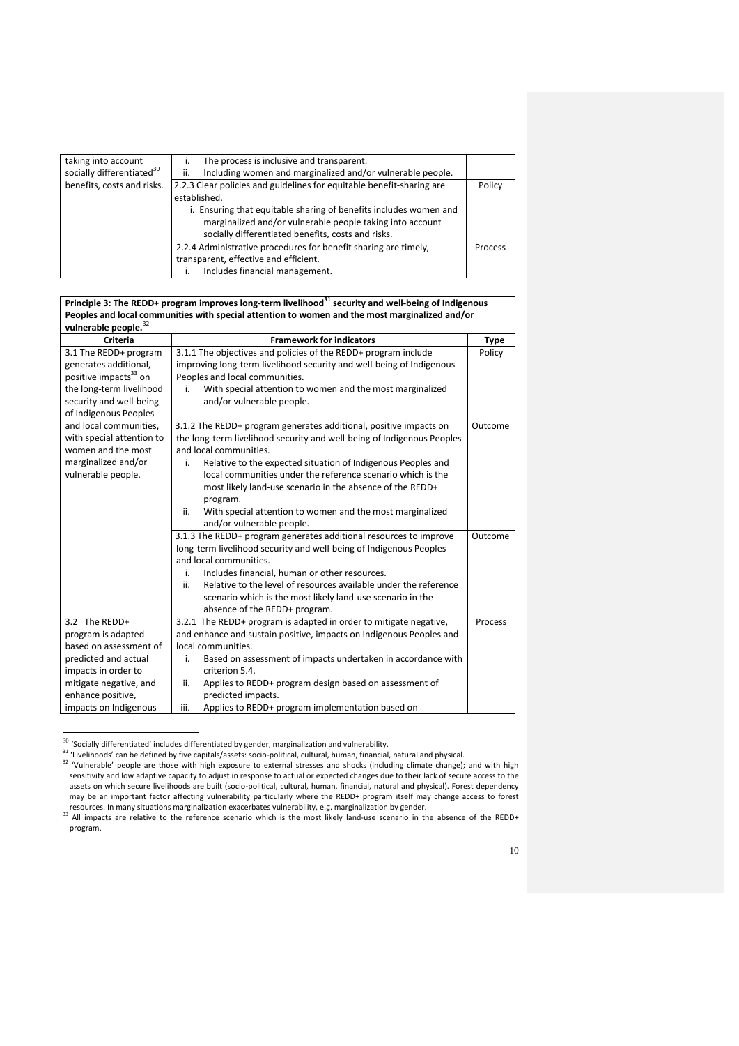| | | |
|---|---|---|
| taking into account socially differentiated[30] benefits, costs and risks. | i. The process is inclusive and transparent.<br>ii. Including women and marginalized and/or vulnerable people. | |
| | 2.2.3 Clear policies and guidelines for equitable benefit-sharing are established.<br>i. Ensuring that equitable sharing of benefits includes women and marginalized and/or vulnerable people taking into account socially differentiated benefits, costs and risks. | Policy |
| | 2.2.4 Administrative procedures for benefit sharing are timely, transparent, effective and efficient.<br>i. Includes financial management. | Process |

**Principle 3: The REDD+ program improves long-term livelihood[31] security and well-being of Indigenous Peoples and local communities with special attention to women and the most marginalized and/or vulnerable people.[32]**

| Criteria | Framework for indicators | Type |
|---|---|---|
| 3.1 The REDD+ program generates additional, positive impacts[33] on the long-term livelihood security and well-being of Indigenous Peoples and local communities, with special attention to women and the most marginalized and/or vulnerable people. | 3.1.1 The objectives and policies of the REDD+ program include improving long-term livelihood security and well-being of Indigenous Peoples and local communities.<br>i. With special attention to women and the most marginalized and/or vulnerable people. | Policy |
| | 3.1.2 The REDD+ program generates additional, positive impacts on the long-term livelihood security and well-being of Indigenous Peoples and local communities.<br>i. Relative to the expected situation of Indigenous Peoples and local communities under the reference scenario which is the most likely land-use scenario in the absence of the REDD+ program.<br>ii. With special attention to women and the most marginalized and/or vulnerable people. | Outcome |
| | 3.1.3 The REDD+ program generates additional resources to improve long-term livelihood security and well-being of Indigenous Peoples and local communities.<br>i. Includes financial, human or other resources.<br>ii. Relative to the level of resources available under the reference scenario which is the most likely land-use scenario in the absence of the REDD+ program. | Outcome |
| 3.2 The REDD+ program is adapted based on assessment of predicted and actual impacts in order to mitigate negative, and enhance positive, impacts on Indigenous | 3.2.1 The REDD+ program is adapted in order to mitigate negative, and enhance and sustain positive, impacts on Indigenous Peoples and local communities.<br>i. Based on assessment of impacts undertaken in accordance with criterion 5.4.<br>ii. Applies to REDD+ program design based on assessment of predicted impacts.<br>iii. Applies to REDD+ program implementation based on | Process |

[30] 'Socially differentiated' includes differentiated by gender, marginalization and vulnerability.

[31] 'Livelihoods' can be defined by five capitals/assets: socio-political, cultural, human, financial, natural and physical.

[32] 'Vulnerable' people are those with high exposure to external stresses and shocks (including climate change); and with high sensitivity and low adaptive capacity to adjust in response to actual or expected changes due to their lack of secure access to the assets on which secure livelihoods are built (socio-political, cultural, human, financial, natural and physical). Forest dependency may be an important factor affecting vulnerability particularly where the REDD+ program itself may change access to forest resources. In many situations marginalization exacerbates vulnerability, e.g. marginalization by gender.

[33] All impacts are relative to the reference scenario which is the most likely land-use scenario in the absence of the REDD+ program.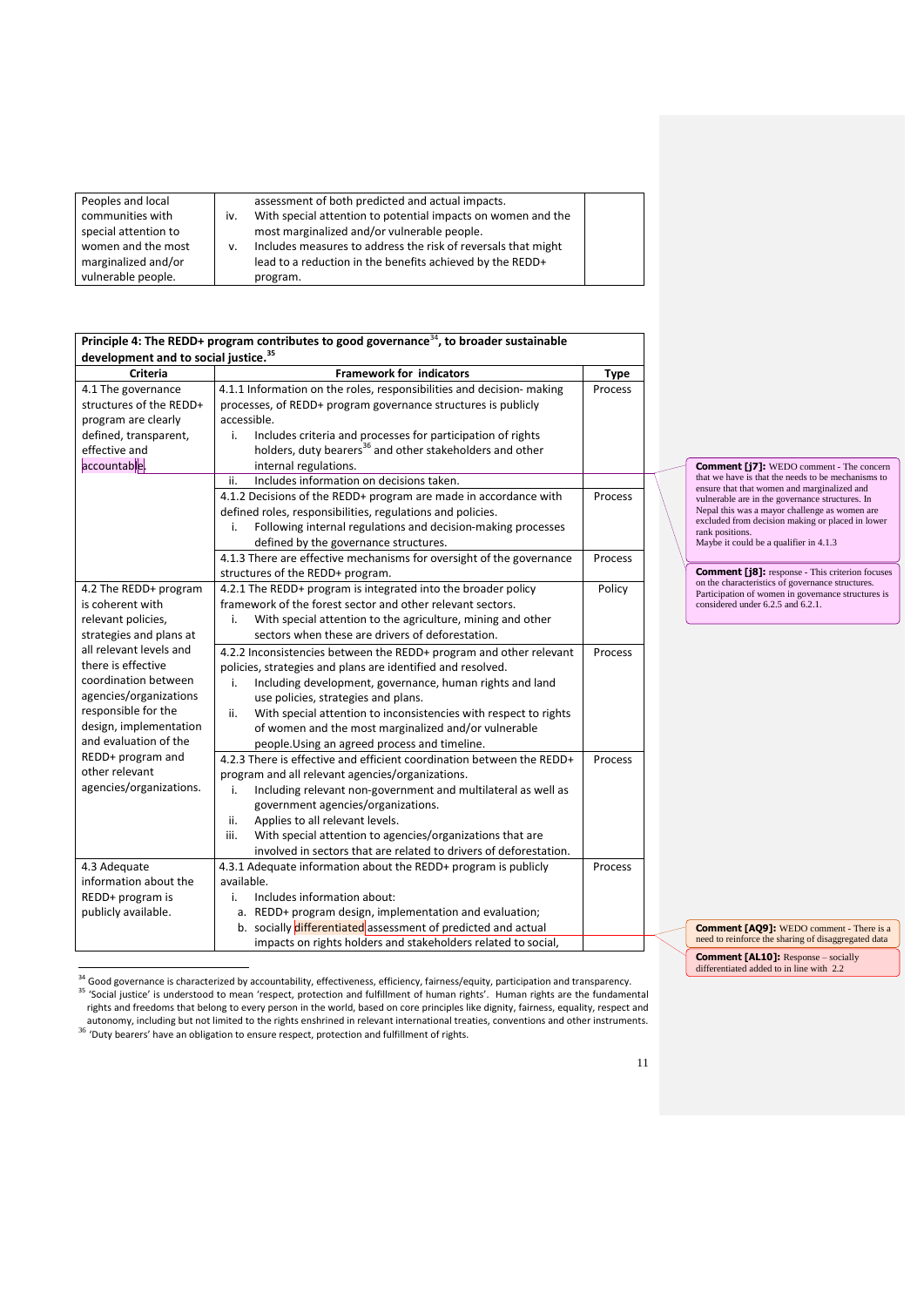| Peoples and local communities with special attention to women and the most marginalized and/or vulnerable people. | assessment of both predicted and actual impacts.<br>iv. With special attention to potential impacts on women and the most marginalized and/or vulnerable people.<br>v. Includes measures to address the risk of reversals that might lead to a reduction in the benefits achieved by the REDD+ program. | |
|---|---|---|

| **Principle 4: The REDD+ program contributes to good governance[34], to broader sustainable development and to social justice.[35]** | | |
|---|---|---|
| **Criteria** | **Framework for indicators** | **Type** |
| 4.1 The governance structures of the REDD+ program are clearly defined, transparent, effective and accountable. | 4.1.1 Information on the roles, responsibilities and decision- making processes, of REDD+ program governance structures is publicly accessible.<br>i. Includes criteria and processes for participation of rights holders, duty bearers[36] and other stakeholders and other internal regulations. | Process |
| | ii. Includes information on decisions taken. | |
| | 4.1.2 Decisions of the REDD+ program are made in accordance with defined roles, responsibilities, regulations and policies.<br>i. Following internal regulations and decision-making processes defined by the governance structures. | Process |
| | 4.1.3 There are effective mechanisms for oversight of the governance structures of the REDD+ program. | Process |
| 4.2 The REDD+ program is coherent with relevant policies, strategies and plans at all relevant levels and there is effective coordination between agencies/organizations responsible for the design, implementation and evaluation of the REDD+ program and other relevant agencies/organizations. | 4.2.1 The REDD+ program is integrated into the broader policy framework of the forest sector and other relevant sectors.<br>i. With special attention to the agriculture, mining and other sectors when these are drivers of deforestation. | Policy |
| | 4.2.2 Inconsistencies between the REDD+ program and other relevant policies, strategies and plans are identified and resolved.<br>i. Including development, governance, human rights and land use policies, strategies and plans.<br>ii. With special attention to inconsistencies with respect to rights of women and the most marginalized and/or vulnerable people.Using an agreed process and timeline. | Process |
| | 4.2.3 There is effective and efficient coordination between the REDD+ program and all relevant agencies/organizations.<br>i. Including relevant non-government and multilateral as well as government agencies/organizations.<br>ii. Applies to all relevant levels.<br>iii. With special attention to agencies/organizations that are involved in sectors that are related to drivers of deforestation. | Process |
| 4.3 Adequate information about the REDD+ program is publicly available. | 4.3.1 Adequate information about the REDD+ program is publicly available.<br>i. Includes information about:<br>a. REDD+ program design, implementation and evaluation;<br>b. socially differentiated assessment of predicted and actual impacts on rights holders and stakeholders related to social, | Process |

**Comment [j7]:** WEDO comment - The concern that we have is that the needs to be mechanisms to ensure that that women and marginalized and vulnerable are in the governance structures. In Nepal this was a mayor challenge as women are excluded from decision making or placed in lower rank positions.
Maybe it could be a qualifier in 4.1.3

**Comment [j8]:** response - This criterion focuses on the characteristics of governance structures. Participation of women in governance structures is considered under 6.2.5 and 6.2.1.

**Comment [AQ9]:** WEDO comment - There is a need to reinforce the sharing of disaggregated data

**Comment [AL10]:** Response – socially differentiated added to in line with 2.2

[34] Good governance is characterized by accountability, effectiveness, efficiency, fairness/equity, participation and transparency.

[35] 'Social justice' is understood to mean 'respect, protection and fulfillment of human rights'. Human rights are the fundamental rights and freedoms that belong to every person in the world, based on core principles like dignity, fairness, equality, respect and autonomy, including but not limited to the rights enshrined in relevant international treaties, conventions and other instruments.

[36] 'Duty bearers' have an obligation to ensure respect, protection and fulfillment of rights.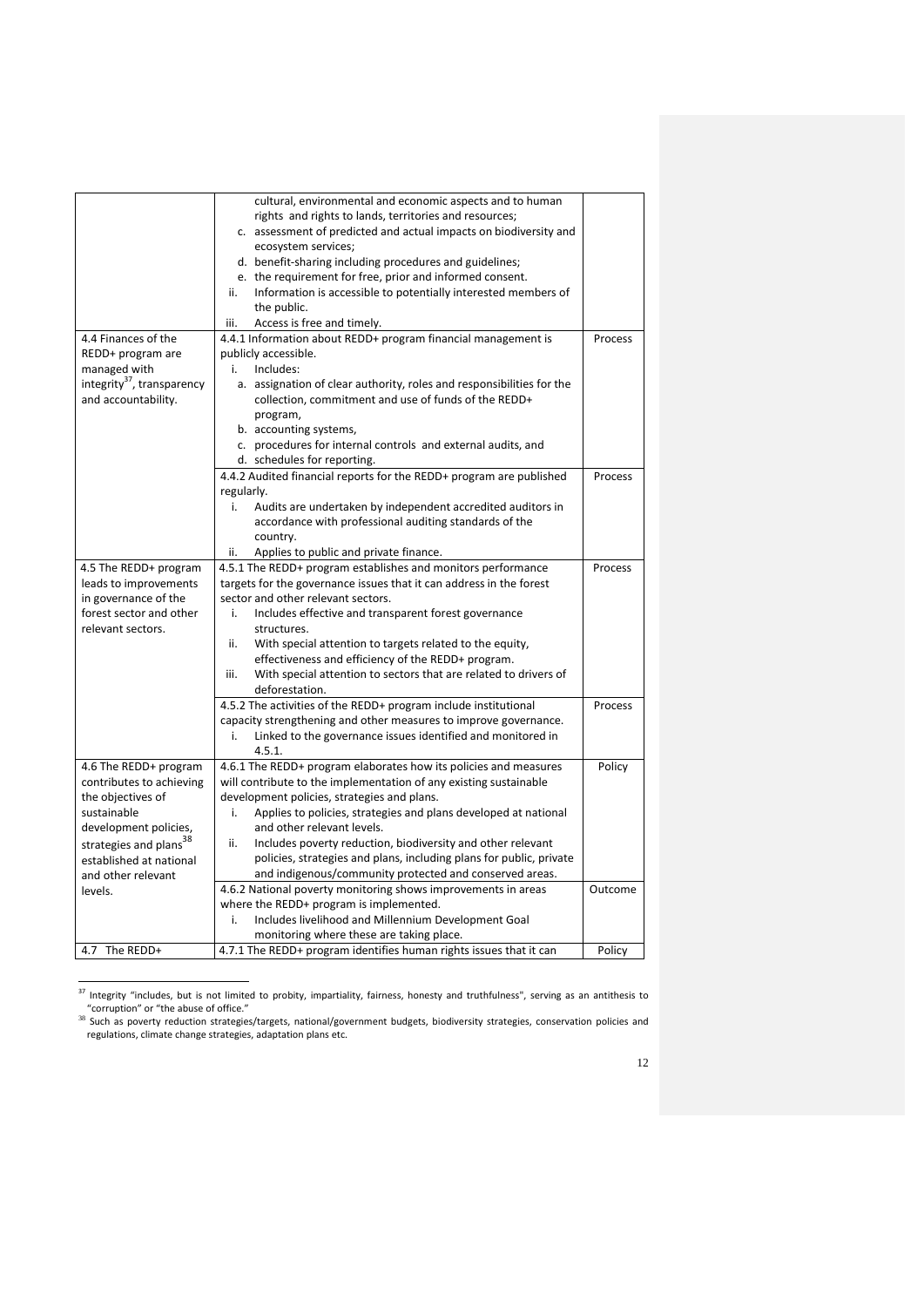| | | |
|---|---|---|
| | cultural, environmental and economic aspects and to human rights and rights to lands, territories and resources;<br>c. assessment of predicted and actual impacts on biodiversity and ecosystem services;<br>d. benefit-sharing including procedures and guidelines;<br>e. the requirement for free, prior and informed consent.<br>ii. Information is accessible to potentially interested members of the public.<br>iii. Access is free and timely. | |
| 4.4 Finances of the REDD+ program are managed with integrity[37], transparency and accountability. | 4.4.1 Information about REDD+ program financial management is publicly accessible.<br>i. Includes:<br>a. assignation of clear authority, roles and responsibilities for the collection, commitment and use of funds of the REDD+ program,<br>b. accounting systems,<br>c. procedures for internal controls and external audits, and<br>d. schedules for reporting. | Process |
| | 4.4.2 Audited financial reports for the REDD+ program are published regularly.<br>i. Audits are undertaken by independent accredited auditors in accordance with professional auditing standards of the country.<br>ii. Applies to public and private finance. | Process |
| 4.5 The REDD+ program leads to improvements in governance of the forest sector and other relevant sectors. | 4.5.1 The REDD+ program establishes and monitors performance targets for the governance issues that it can address in the forest sector and other relevant sectors.<br>i. Includes effective and transparent forest governance structures.<br>ii. With special attention to targets related to the equity, effectiveness and efficiency of the REDD+ program.<br>iii. With special attention to sectors that are related to drivers of deforestation. | Process |
| | 4.5.2 The activities of the REDD+ program include institutional capacity strengthening and other measures to improve governance.<br>i. Linked to the governance issues identified and monitored in 4.5.1. | Process |
| 4.6 The REDD+ program contributes to achieving the objectives of sustainable development policies, strategies and plans[38] established at national and other relevant levels. | 4.6.1 The REDD+ program elaborates how its policies and measures will contribute to the implementation of any existing sustainable development policies, strategies and plans.<br>i. Applies to policies, strategies and plans developed at national and other relevant levels.<br>ii. Includes poverty reduction, biodiversity and other relevant policies, strategies and plans, including plans for public, private and indigenous/community protected and conserved areas. | Policy |
| | 4.6.2 National poverty monitoring shows improvements in areas where the REDD+ program is implemented.<br>i. Includes livelihood and Millennium Development Goal monitoring where these are taking place. | Outcome |
| 4.7 The REDD+ | 4.7.1 The REDD+ program identifies human rights issues that it can | Policy |

[37] Integrity "includes, but is not limited to probity, impartiality, fairness, honesty and truthfulness", serving as an antithesis to "corruption" or "the abuse of office."

[38] Such as poverty reduction strategies/targets, national/government budgets, biodiversity strategies, conservation policies and regulations, climate change strategies, adaptation plans etc.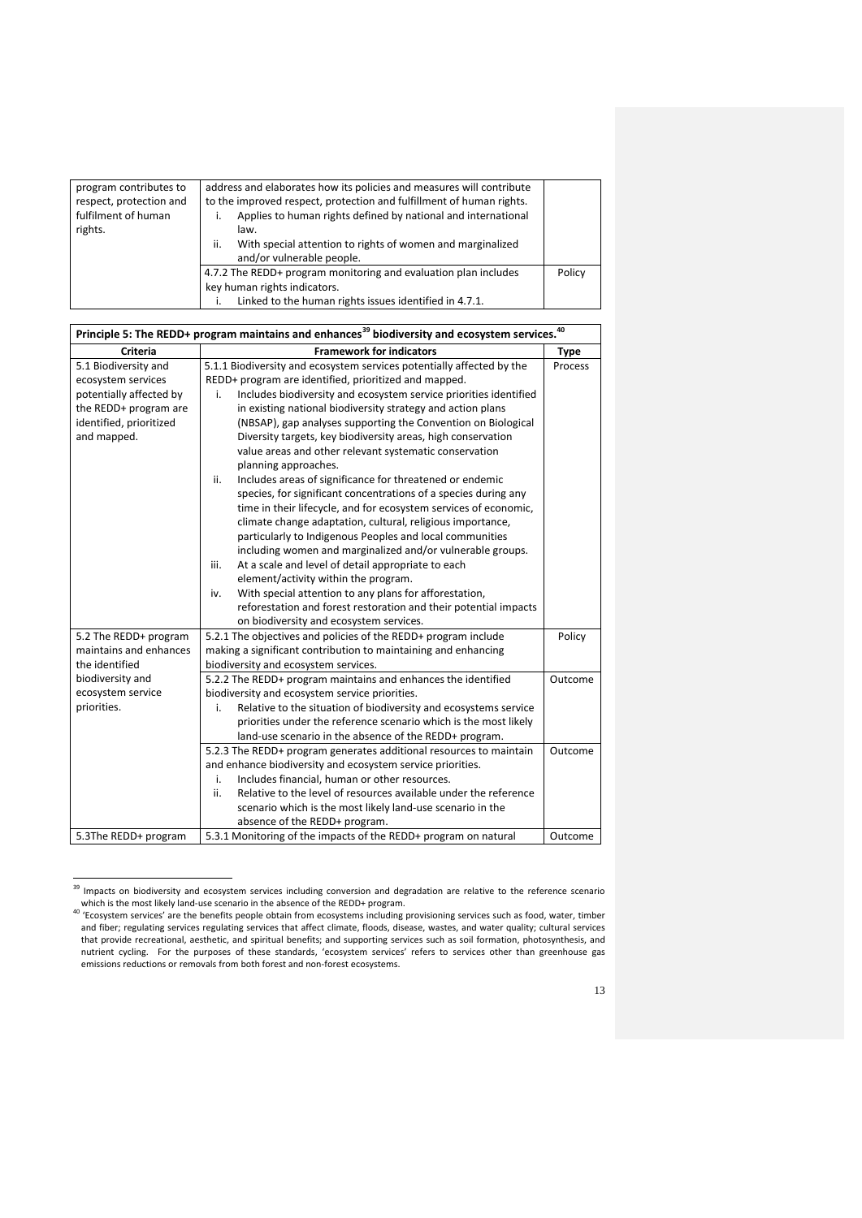| | | |
|---|---|---|
| program contributes to respect, protection and fulfilment of human rights. | address and elaborates how its policies and measures will contribute to the improved respect, protection and fulfillment of human rights.<br>i. Applies to human rights defined by national and international law.<br>ii. With special attention to rights of women and marginalized and/or vulnerable people. | |
| | 4.7.2 The REDD+ program monitoring and evaluation plan includes key human rights indicators.<br>i. Linked to the human rights issues identified in 4.7.1. | Policy |

**Principle 5: The REDD+ program maintains and enhances[39] biodiversity and ecosystem services.[40]**

| Criteria | Framework for indicators | Type |
|---|---|---|
| 5.1 Biodiversity and ecosystem services potentially affected by the REDD+ program are identified, prioritized and mapped. | 5.1.1 Biodiversity and ecosystem services potentially affected by the REDD+ program are identified, prioritized and mapped.<br>i. Includes biodiversity and ecosystem service priorities identified in existing national biodiversity strategy and action plans (NBSAP), gap analyses supporting the Convention on Biological Diversity targets, key biodiversity areas, high conservation value areas and other relevant systematic conservation planning approaches.<br>ii. Includes areas of significance for threatened or endemic species, for significant concentrations of a species during any time in their lifecycle, and for ecosystem services of economic, climate change adaptation, cultural, religious importance, particularly to Indigenous Peoples and local communities including women and marginalized and/or vulnerable groups.<br>iii. At a scale and level of detail appropriate to each element/activity within the program.<br>iv. With special attention to any plans for afforestation, reforestation and forest restoration and their potential impacts on biodiversity and ecosystem services. | Process |
| 5.2 The REDD+ program maintains and enhances the identified biodiversity and ecosystem service priorities. | 5.2.1 The objectives and policies of the REDD+ program include making a significant contribution to maintaining and enhancing biodiversity and ecosystem services. | Policy |
| | 5.2.2 The REDD+ program maintains and enhances the identified biodiversity and ecosystem service priorities.<br>i. Relative to the situation of biodiversity and ecosystems service priorities under the reference scenario which is the most likely land-use scenario in the absence of the REDD+ program. | Outcome |
| | 5.2.3 The REDD+ program generates additional resources to maintain and enhance biodiversity and ecosystem service priorities.<br>i. Includes financial, human or other resources.<br>ii. Relative to the level of resources available under the reference scenario which is the most likely land-use scenario in the absence of the REDD+ program. | Outcome |
| 5.3The REDD+ program | 5.3.1 Monitoring of the impacts of the REDD+ program on natural | Outcome |

[39] Impacts on biodiversity and ecosystem services including conversion and degradation are relative to the reference scenario which is the most likely land-use scenario in the absence of the REDD+ program.

[40] 'Ecosystem services' are the benefits people obtain from ecosystems including provisioning services such as food, water, timber and fiber; regulating services regulating services that affect climate, floods, disease, wastes, and water quality; cultural services that provide recreational, aesthetic, and spiritual benefits; and supporting services such as soil formation, photosynthesis, and nutrient cycling. For the purposes of these standards, 'ecosystem services' refers to services other than greenhouse gas emissions reductions or removals from both forest and non-forest ecosystems.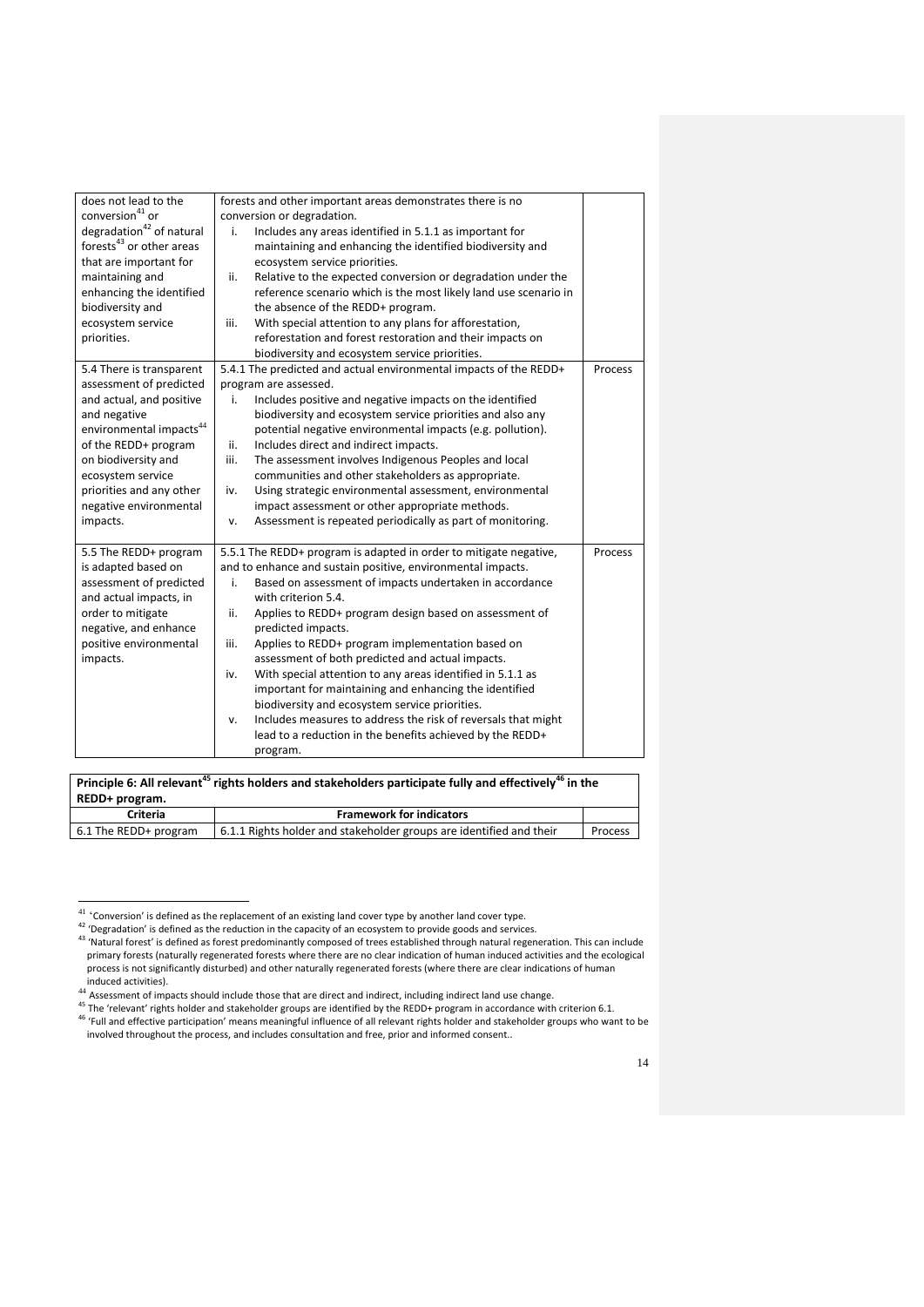| | | |
|---|---|---|
| does not lead to the conversion[41] or degradation[42] of natural forests[43] or other areas that are important for maintaining and enhancing the identified biodiversity and ecosystem service priorities. | forests and other important areas demonstrates there is no conversion or degradation.<br>i. Includes any areas identified in 5.1.1 as important for maintaining and enhancing the identified biodiversity and ecosystem service priorities.<br>ii. Relative to the expected conversion or degradation under the reference scenario which is the most likely land use scenario in the absence of the REDD+ program.<br>iii. With special attention to any plans for afforestation, reforestation and forest restoration and their impacts on biodiversity and ecosystem service priorities. | |
| 5.4 There is transparent assessment of predicted and actual, and positive and negative environmental impacts[44] of the REDD+ program on biodiversity and ecosystem service priorities and any other negative environmental impacts. | 5.4.1 The predicted and actual environmental impacts of the REDD+ program are assessed.<br>i. Includes positive and negative impacts on the identified biodiversity and ecosystem service priorities and also any potential negative environmental impacts (e.g. pollution).<br>ii. Includes direct and indirect impacts.<br>iii. The assessment involves Indigenous Peoples and local communities and other stakeholders as appropriate.<br>iv. Using strategic environmental assessment, environmental impact assessment or other appropriate methods.<br>v. Assessment is repeated periodically as part of monitoring. | Process |
| 5.5 The REDD+ program is adapted based on assessment of predicted and actual impacts, in order to mitigate negative, and enhance positive environmental impacts. | 5.5.1 The REDD+ program is adapted in order to mitigate negative, and to enhance and sustain positive, environmental impacts.<br>i. Based on assessment of impacts undertaken in accordance with criterion 5.4.<br>ii. Applies to REDD+ program design based on assessment of predicted impacts.<br>iii. Applies to REDD+ program implementation based on assessment of both predicted and actual impacts.<br>iv. With special attention to any areas identified in 5.1.1 as important for maintaining and enhancing the identified biodiversity and ecosystem service priorities.<br>v. Includes measures to address the risk of reversals that might lead to a reduction in the benefits achieved by the REDD+ program. | Process |

**Principle 6: All relevant[45] rights holders and stakeholders participate fully and effectively[46] in the REDD+ program.**

| Criteria | Framework for indicators | |
|---|---|---|
| 6.1 The REDD+ program | 6.1.1 Rights holder and stakeholder groups are identified and their | Process |

[41] 'Conversion' is defined as the replacement of an existing land cover type by another land cover type.

[42] 'Degradation' is defined as the reduction in the capacity of an ecosystem to provide goods and services.

[43] 'Natural forest' is defined as forest predominantly composed of trees established through natural regeneration. This can include primary forests (naturally regenerated forests where there are no clear indication of human induced activities and the ecological process is not significantly disturbed) and other naturally regenerated forests (where there are clear indications of human induced activities).

[44] Assessment of impacts should include those that are direct and indirect, including indirect land use change.

[45] The 'relevant' rights holder and stakeholder groups are identified by the REDD+ program in accordance with criterion 6.1.

[46] 'Full and effective participation' means meaningful influence of all relevant rights holder and stakeholder groups who want to be involved throughout the process, and includes consultation and free, prior and informed consent..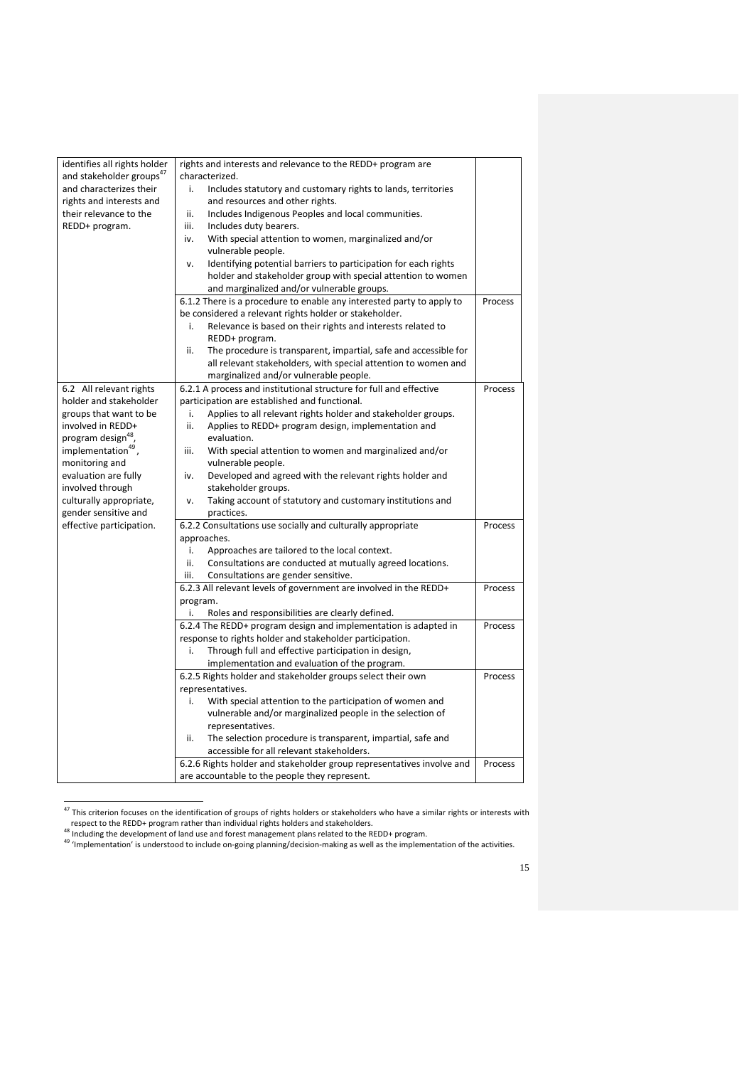| | | |
|---|---|---|
| identifies all rights holder and stakeholder groups[47] and characterizes their rights and interests and their relevance to the REDD+ program. | rights and interests and relevance to the REDD+ program are characterized.<br>i. Includes statutory and customary rights to lands, territories and resources and other rights.<br>ii. Includes Indigenous Peoples and local communities.<br>iii. Includes duty bearers.<br>iv. With special attention to women, marginalized and/or vulnerable people.<br>v. Identifying potential barriers to participation for each rights holder and stakeholder group with special attention to women and marginalized and/or vulnerable groups. | |
| | 6.1.2 There is a procedure to enable any interested party to apply to be considered a relevant rights holder or stakeholder.<br>i. Relevance is based on their rights and interests related to REDD+ program.<br>ii. The procedure is transparent, impartial, safe and accessible for all relevant stakeholders, with special attention to women and marginalized and/or vulnerable people. | Process |
| 6.2 All relevant rights holder and stakeholder groups that want to be involved in REDD+ program design[48], implementation[49], monitoring and evaluation are fully involved through culturally appropriate, gender sensitive and effective participation. | 6.2.1 A process and institutional structure for full and effective participation are established and functional.<br>i. Applies to all relevant rights holder and stakeholder groups.<br>ii. Applies to REDD+ program design, implementation and evaluation.<br>iii. With special attention to women and marginalized and/or vulnerable people.<br>iv. Developed and agreed with the relevant rights holder and stakeholder groups.<br>v. Taking account of statutory and customary institutions and practices. | Process |
| | 6.2.2 Consultations use socially and culturally appropriate approaches.<br>i. Approaches are tailored to the local context.<br>ii. Consultations are conducted at mutually agreed locations.<br>iii. Consultations are gender sensitive. | Process |
| | 6.2.3 All relevant levels of government are involved in the REDD+ program.<br>i. Roles and responsibilities are clearly defined. | Process |
| | 6.2.4 The REDD+ program design and implementation is adapted in response to rights holder and stakeholder participation.<br>i. Through full and effective participation in design, implementation and evaluation of the program. | Process |
| | 6.2.5 Rights holder and stakeholder groups select their own representatives.<br>i. With special attention to the participation of women and vulnerable and/or marginalized people in the selection of representatives.<br>ii. The selection procedure is transparent, impartial, safe and accessible for all relevant stakeholders. | Process |
| | 6.2.6 Rights holder and stakeholder group representatives involve and are accountable to the people they represent. | Process |

[47] This criterion focuses on the identification of groups of rights holders or stakeholders who have a similar rights or interests with respect to the REDD+ program rather than individual rights holders and stakeholders.

[48] Including the development of land use and forest management plans related to the REDD+ program.

[49] 'Implementation' is understood to include on-going planning/decision-making as well as the implementation of the activities.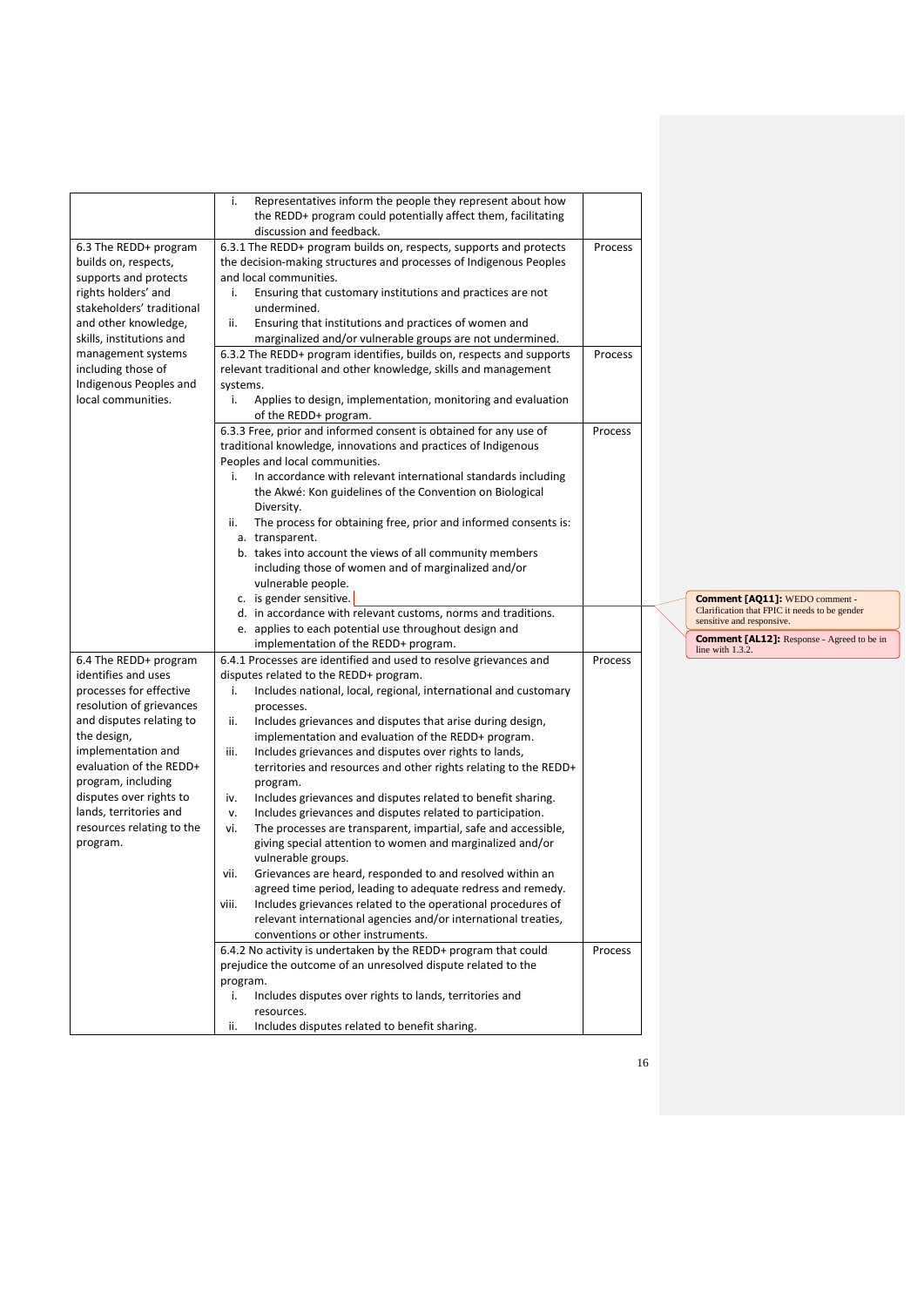| | | |
|---|---|---|
| | i. Representatives inform the people they represent about how the REDD+ program could potentially affect them, facilitating discussion and feedback. | |
| 6.3 The REDD+ program builds on, respects, supports and protects rights holders' and stakeholders' traditional and other knowledge, skills, institutions and management systems including those of Indigenous Peoples and local communities. | 6.3.1 The REDD+ program builds on, respects, supports and protects the decision-making structures and processes of Indigenous Peoples and local communities.<br>i. Ensuring that customary institutions and practices are not undermined.<br>ii. Ensuring that institutions and practices of women and marginalized and/or vulnerable groups are not undermined. | Process |
| | 6.3.2 The REDD+ program identifies, builds on, respects and supports relevant traditional and other knowledge, skills and management systems.<br>i. Applies to design, implementation, monitoring and evaluation of the REDD+ program. | Process |
| | 6.3.3 Free, prior and informed consent is obtained for any use of traditional knowledge, innovations and practices of Indigenous Peoples and local communities.<br>i. In accordance with relevant international standards including the Akwé: Kon guidelines of the Convention on Biological Diversity.<br>ii. The process for obtaining free, prior and informed consents is:<br>a. transparent.<br>b. takes into account the views of all community members including those of women and of marginalized and/or vulnerable people.<br>c. is gender sensitive.<br>d. in accordance with relevant customs, norms and traditions.<br>e. applies to each potential use throughout design and implementation of the REDD+ program. | Process |
| 6.4 The REDD+ program identifies and uses processes for effective resolution of grievances and disputes relating to the design, implementation and evaluation of the REDD+ program, including disputes over rights to lands, territories and resources relating to the program. | 6.4.1 Processes are identified and used to resolve grievances and disputes related to the REDD+ program.<br>i. Includes national, local, regional, international and customary processes.<br>ii. Includes grievances and disputes that arise during design, implementation and evaluation of the REDD+ program.<br>iii. Includes grievances and disputes over rights to lands, territories and resources and other rights relating to the REDD+ program.<br>iv. Includes grievances and disputes related to benefit sharing.<br>v. Includes grievances and disputes related to participation.<br>vi. The processes are transparent, impartial, safe and accessible, giving special attention to women and marginalized and/or vulnerable groups.<br>vii. Grievances are heard, responded to and resolved within an agreed time period, leading to adequate redress and remedy.<br>viii. Includes grievances related to the operational procedures of relevant international agencies and/or international treaties, conventions or other instruments. | Process |
| | 6.4.2 No activity is undertaken by the REDD+ program that could prejudice the outcome of an unresolved dispute related to the program.<br>i. Includes disputes over rights to lands, territories and resources.<br>ii. Includes disputes related to benefit sharing. | Process |

**Comment [AQ11]:** WEDO comment - Clarification that FPIC it needs to be gender sensitive and responsive.

**Comment [AL12]:** Response - Agreed to be in line with 1.3.2.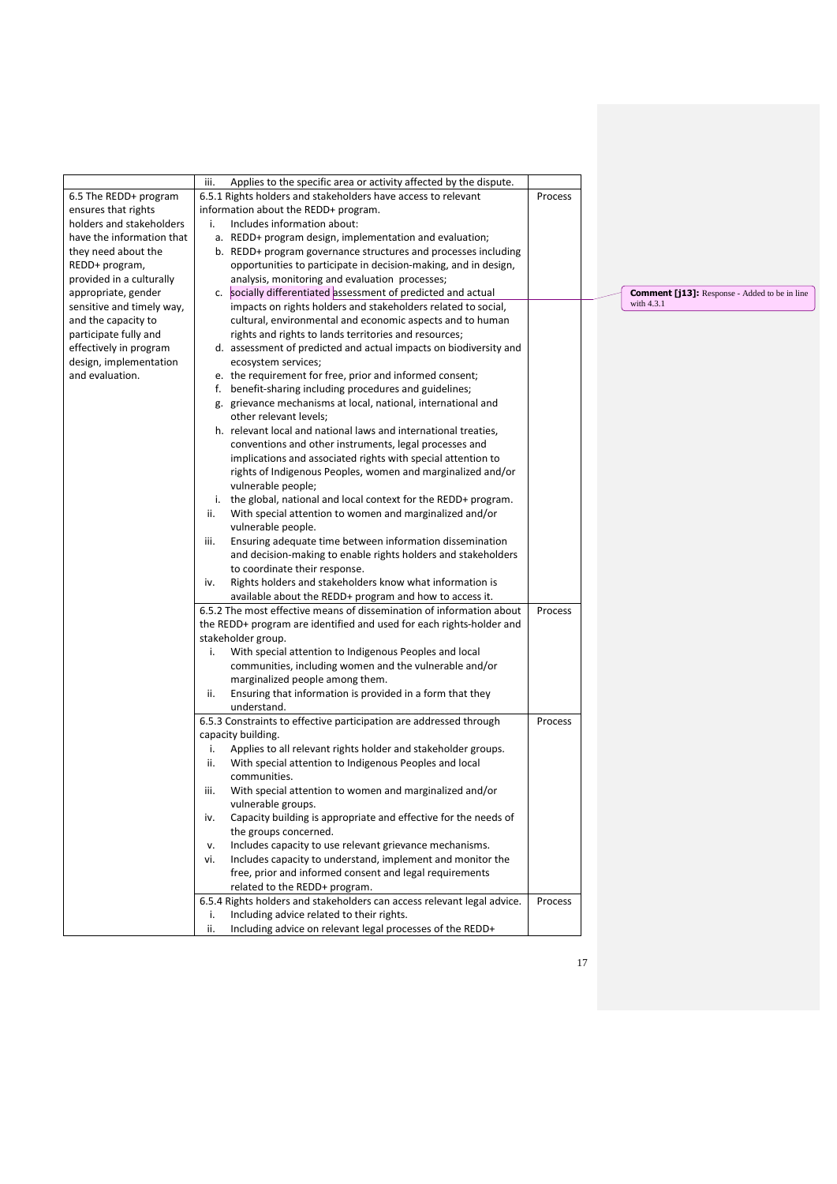| | | |
|---|---|---|
| | iii. Applies to the specific area or activity affected by the dispute. | |
| 6.5 The REDD+ program ensures that rights holders and stakeholders have the information that they need about the REDD+ program, provided in a culturally appropriate, gender sensitive and timely way, and the capacity to participate fully and effectively in program design, implementation and evaluation. | 6.5.1 Rights holders and stakeholders have access to relevant information about the REDD+ program.<br>i. Includes information about:<br>a. REDD+ program design, implementation and evaluation;<br>b. REDD+ program governance structures and processes including opportunities to participate in decision-making, and in design, analysis, monitoring and evaluation processes;<br>c. socially differentiated assessment of predicted and actual impacts on rights holders and stakeholders related to social, cultural, environmental and economic aspects and to human rights and rights to lands territories and resources;<br>d. assessment of predicted and actual impacts on biodiversity and ecosystem services;<br>e. the requirement for free, prior and informed consent;<br>f. benefit-sharing including procedures and guidelines;<br>g. grievance mechanisms at local, national, international and other relevant levels;<br>h. relevant local and national laws and international treaties, conventions and other instruments, legal processes and implications and associated rights with special attention to rights of Indigenous Peoples, women and marginalized and/or vulnerable people;<br>i. the global, national and local context for the REDD+ program.<br>ii. With special attention to women and marginalized and/or vulnerable people.<br>iii. Ensuring adequate time between information dissemination and decision-making to enable rights holders and stakeholders to coordinate their response.<br>iv. Rights holders and stakeholders know what information is available about the REDD+ program and how to access it. | Process |
| | 6.5.2 The most effective means of dissemination of information about the REDD+ program are identified and used for each rights-holder and stakeholder group.<br>i. With special attention to Indigenous Peoples and local communities, including women and the vulnerable and/or marginalized people among them.<br>ii. Ensuring that information is provided in a form that they understand. | Process |
| | 6.5.3 Constraints to effective participation are addressed through capacity building.<br>i. Applies to all relevant rights holder and stakeholder groups.<br>ii. With special attention to Indigenous Peoples and local communities.<br>iii. With special attention to women and marginalized and/or vulnerable groups.<br>iv. Capacity building is appropriate and effective for the needs of the groups concerned.<br>v. Includes capacity to use relevant grievance mechanisms.<br>vi. Includes capacity to understand, implement and monitor the free, prior and informed consent and legal requirements related to the REDD+ program. | Process |
| | 6.5.4 Rights holders and stakeholders can access relevant legal advice.<br>i. Including advice related to their rights.<br>ii. Including advice on relevant legal processes of the REDD+ | Process |

**Comment [j13]:** Response - Added to be in line with 4.3.1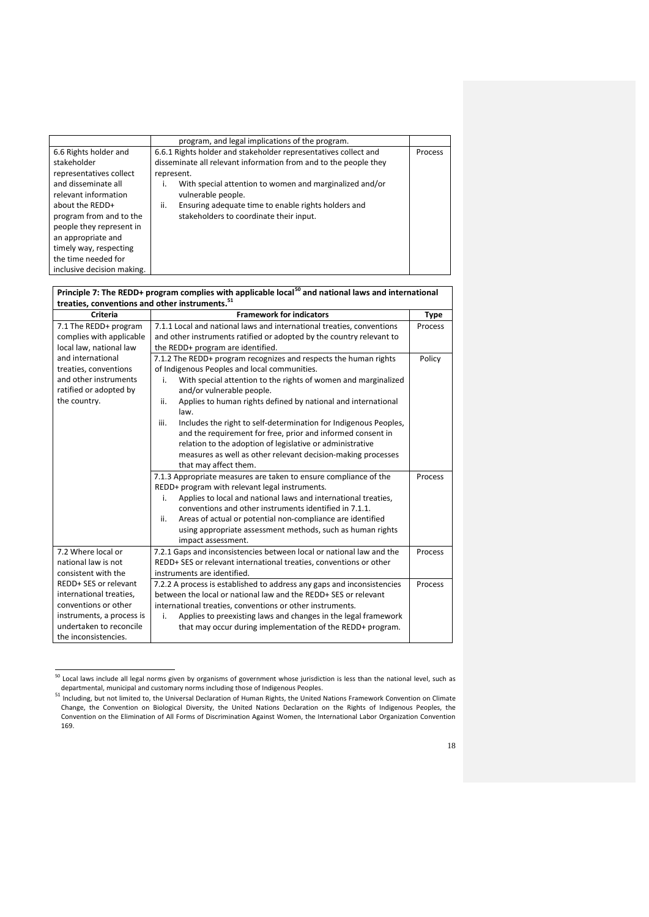| | program, and legal implications of the program. | |
|---|---|---|
| 6.6 Rights holder and stakeholder representatives collect and disseminate all relevant information about the REDD+ program from and to the people they represent in an appropriate and timely way, respecting the time needed for inclusive decision making. | 6.6.1 Rights holder and stakeholder representatives collect and disseminate all relevant information from and to the people they represent.<br>i. With special attention to women and marginalized and/or vulnerable people.<br>ii. Ensuring adequate time to enable rights holders and stakeholders to coordinate their input. | Process |

**Principle 7: The REDD+ program complies with applicable local[50] and national laws and international treaties, conventions and other instruments.[51]**

| Criteria | Framework for indicators | Type |
|---|---|---|
| 7.1 The REDD+ program complies with applicable local law, national law and international treaties, conventions and other instruments ratified or adopted by the country. | 7.1.1 Local and national laws and international treaties, conventions and other instruments ratified or adopted by the country relevant to the REDD+ program are identified. | Process |
| | 7.1.2 The REDD+ program recognizes and respects the human rights of Indigenous Peoples and local communities.<br>i. With special attention to the rights of women and marginalized and/or vulnerable people.<br>ii. Applies to human rights defined by national and international law.<br>iii. Includes the right to self-determination for Indigenous Peoples, and the requirement for free, prior and informed consent in relation to the adoption of legislative or administrative measures as well as other relevant decision-making processes that may affect them. | Policy |
| | 7.1.3 Appropriate measures are taken to ensure compliance of the REDD+ program with relevant legal instruments.<br>i. Applies to local and national laws and international treaties, conventions and other instruments identified in 7.1.1.<br>ii. Areas of actual or potential non-compliance are identified using appropriate assessment methods, such as human rights impact assessment. | Process |
| 7.2 Where local or national law is not consistent with the REDD+ SES or relevant international treaties, conventions or other instruments, a process is undertaken to reconcile the inconsistencies. | 7.2.1 Gaps and inconsistencies between local or national law and the REDD+ SES or relevant international treaties, conventions or other instruments are identified. | Process |
| | 7.2.2 A process is established to address any gaps and inconsistencies between the local or national law and the REDD+ SES or relevant international treaties, conventions or other instruments.<br>i. Applies to preexisting laws and changes in the legal framework that may occur during implementation of the REDD+ program. | Process |

[50] Local laws include all legal norms given by organisms of government whose jurisdiction is less than the national level, such as departmental, municipal and customary norms including those of Indigenous Peoples.

[51] Including, but not limited to, the Universal Declaration of Human Rights, the United Nations Framework Convention on Climate Change, the Convention on Biological Diversity, the United Nations Declaration on the Rights of Indigenous Peoples, the Convention on the Elimination of All Forms of Discrimination Against Women, the International Labor Organization Convention 169.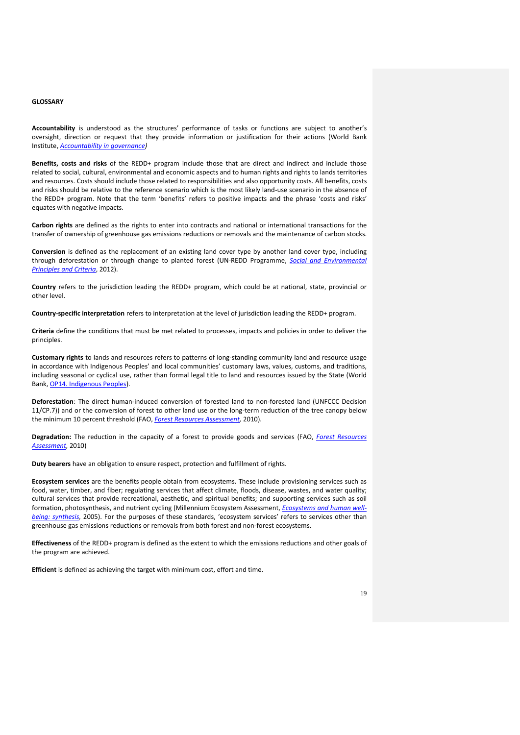## GLOSSARY

**Accountability** is understood as the structures' performance of tasks or functions are subject to another's oversight, direction or request that they provide information or justification for their actions (World Bank Institute, *Accountability in governance)*

**Benefits, costs and risks** of the REDD+ program include those that are direct and indirect and include those related to social, cultural, environmental and economic aspects and to human rights and rights to lands territories and resources. Costs should include those related to responsibilities and also opportunity costs. All benefits, costs and risks should be relative to the reference scenario which is the most likely land-use scenario in the absence of the REDD+ program. Note that the term 'benefits' refers to positive impacts and the phrase 'costs and risks' equates with negative impacts.

**Carbon rights** are defined as the rights to enter into contracts and national or international transactions for the transfer of ownership of greenhouse gas emissions reductions or removals and the maintenance of carbon stocks.

**Conversion** is defined as the replacement of an existing land cover type by another land cover type, including through deforestation or through change to planted forest (UN-REDD Programme, *Social and Environmental Principles and Criteria*, 2012).

**Country** refers to the jurisdiction leading the REDD+ program, which could be at national, state, provincial or other level.

**Country-specific interpretation** refers to interpretation at the level of jurisdiction leading the REDD+ program.

**Criteria** define the conditions that must be met related to processes, impacts and policies in order to deliver the principles.

**Customary rights** to lands and resources refers to patterns of long-standing community land and resource usage in accordance with Indigenous Peoples' and local communities' customary laws, values, customs, and traditions, including seasonal or cyclical use, rather than formal legal title to land and resources issued by the State (World Bank, OP14. Indigenous Peoples).

**Deforestation**: The direct human-induced conversion of forested land to non-forested land (UNFCCC Decision 11/CP.7)) and or the conversion of forest to other land use or the long-term reduction of the tree canopy below the minimum 10 percent threshold (FAO, *Forest Resources Assessment*, 2010).

**Degradation:** The reduction in the capacity of a forest to provide goods and services (FAO, *Forest Resources Assessment*, 2010)

**Duty bearers** have an obligation to ensure respect, protection and fulfillment of rights.

**Ecosystem services** are the benefits people obtain from ecosystems. These include provisioning services such as food, water, timber, and fiber; regulating services that affect climate, floods, disease, wastes, and water quality; cultural services that provide recreational, aesthetic, and spiritual benefits; and supporting services such as soil formation, photosynthesis, and nutrient cycling (Millennium Ecosystem Assessment, *Ecosystems and human well-being: synthesis*, 2005). For the purposes of these standards, 'ecosystem services' refers to services other than greenhouse gas emissions reductions or removals from both forest and non-forest ecosystems.

**Effectiveness** of the REDD+ program is defined as the extent to which the emissions reductions and other goals of the program are achieved.

**Efficient** is defined as achieving the target with minimum cost, effort and time.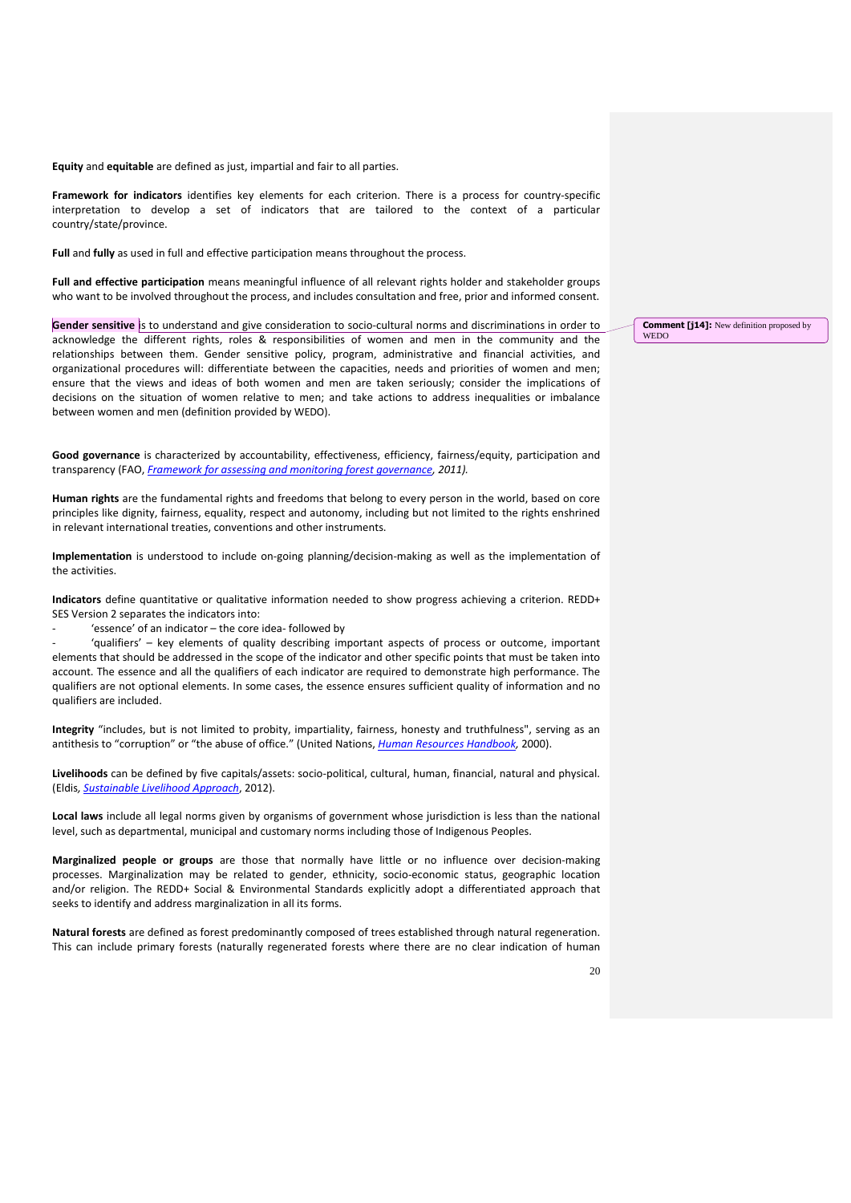**Equity** and **equitable** are defined as just, impartial and fair to all parties.

**Framework for indicators** identifies key elements for each criterion. There is a process for country-specific interpretation to develop a set of indicators that are tailored to the context of a particular country/state/province.

**Full** and **fully** as used in full and effective participation means throughout the process.

**Full and effective participation** means meaningful influence of all relevant rights holder and stakeholder groups who want to be involved throughout the process, and includes consultation and free, prior and informed consent.

**Gender sensitive** is to understand and give consideration to socio-cultural norms and discriminations in order to acknowledge the different rights, roles & responsibilities of women and men in the community and the relationships between them. Gender sensitive policy, program, administrative and financial activities, and organizational procedures will: differentiate between the capacities, needs and priorities of women and men; ensure that the views and ideas of both women and men are taken seriously; consider the implications of decisions on the situation of women relative to men; and take actions to address inequalities or imbalance between women and men (definition provided by WEDO).

**Comment [j14]:** New definition proposed by WEDO

**Good governance** is characterized by accountability, effectiveness, efficiency, fairness/equity, participation and transparency (FAO, *Framework for assessing and monitoring forest governance, 2011).*

**Human rights** are the fundamental rights and freedoms that belong to every person in the world, based on core principles like dignity, fairness, equality, respect and autonomy, including but not limited to the rights enshrined in relevant international treaties, conventions and other instruments.

**Implementation** is understood to include on-going planning/decision-making as well as the implementation of the activities.

**Indicators** define quantitative or qualitative information needed to show progress achieving a criterion. REDD+ SES Version 2 separates the indicators into:

- 'essence' of an indicator – the core idea- followed by
- 'qualifiers' – key elements of quality describing important aspects of process or outcome, important elements that should be addressed in the scope of the indicator and other specific points that must be taken into account. The essence and all the qualifiers of each indicator are required to demonstrate high performance. The qualifiers are not optional elements. In some cases, the essence ensures sufficient quality of information and no qualifiers are included.

**Integrity** "includes, but is not limited to probity, impartiality, fairness, honesty and truthfulness", serving as an antithesis to "corruption" or "the abuse of office." (United Nations, *Human Resources Handbook,* 2000).

**Livelihoods** can be defined by five capitals/assets: socio-political, cultural, human, financial, natural and physical. (Eldis, *Sustainable Livelihood Approach*, 2012).

**Local laws** include all legal norms given by organisms of government whose jurisdiction is less than the national level, such as departmental, municipal and customary norms including those of Indigenous Peoples.

**Marginalized people or groups** are those that normally have little or no influence over decision-making processes. Marginalization may be related to gender, ethnicity, socio-economic status, geographic location and/or religion. The REDD+ Social & Environmental Standards explicitly adopt a differentiated approach that seeks to identify and address marginalization in all its forms.

**Natural forests** are defined as forest predominantly composed of trees established through natural regeneration. This can include primary forests (naturally regenerated forests where there are no clear indication of human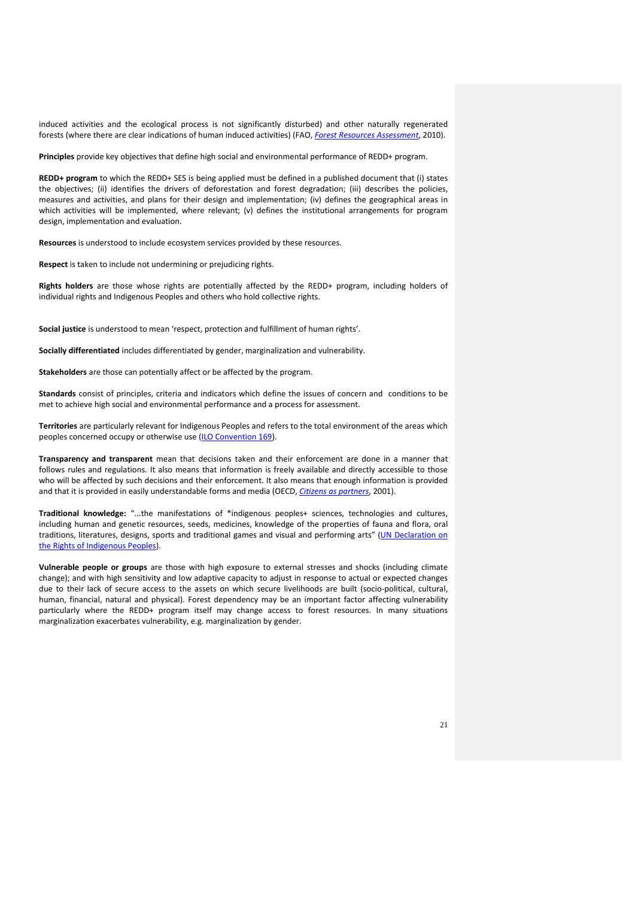induced activities and the ecological process is not significantly disturbed) and other naturally regenerated forests (where there are clear indications of human induced activities) (FAO, *Forest Resources Assessment*, 2010).

**Principles** provide key objectives that define high social and environmental performance of REDD+ program.

**REDD+ program** to which the REDD+ SES is being applied must be defined in a published document that (i) states the objectives; (ii) identifies the drivers of deforestation and forest degradation; (iii) describes the policies, measures and activities, and plans for their design and implementation; (iv) defines the geographical areas in which activities will be implemented, where relevant; (v) defines the institutional arrangements for program design, implementation and evaluation.

**Resources** is understood to include ecosystem services provided by these resources.

**Respect** is taken to include not undermining or prejudicing rights.

**Rights holders** are those whose rights are potentially affected by the REDD+ program, including holders of individual rights and Indigenous Peoples and others who hold collective rights.

**Social justice** is understood to mean 'respect, protection and fulfillment of human rights'.

**Socially differentiated** includes differentiated by gender, marginalization and vulnerability.

**Stakeholders** are those can potentially affect or be affected by the program.

**Standards** consist of principles, criteria and indicators which define the issues of concern and conditions to be met to achieve high social and environmental performance and a process for assessment.

**Territories** are particularly relevant for Indigenous Peoples and refers to the total environment of the areas which peoples concerned occupy or otherwise use (ILO Convention 169).

**Transparency and transparent** mean that decisions taken and their enforcement are done in a manner that follows rules and regulations. It also means that information is freely available and directly accessible to those who will be affected by such decisions and their enforcement. It also means that enough information is provided and that it is provided in easily understandable forms and media (OECD, *Citizens as partners*, 2001).

**Traditional knowledge:** "...the manifestations of *indigenous peoples+ sciences, technologies and cultures, including human and genetic resources, seeds, medicines, knowledge of the properties of fauna and flora, oral traditions, literatures, designs, sports and traditional games and visual and performing arts" (UN Declaration on the Rights of Indigenous Peoples).

**Vulnerable people or groups** are those with high exposure to external stresses and shocks (including climate change); and with high sensitivity and low adaptive capacity to adjust in response to actual or expected changes due to their lack of secure access to the assets on which secure livelihoods are built (socio-political, cultural, human, financial, natural and physical). Forest dependency may be an important factor affecting vulnerability particularly where the REDD+ program itself may change access to forest resources. In many situations marginalization exacerbates vulnerability, e.g. marginalization by gender.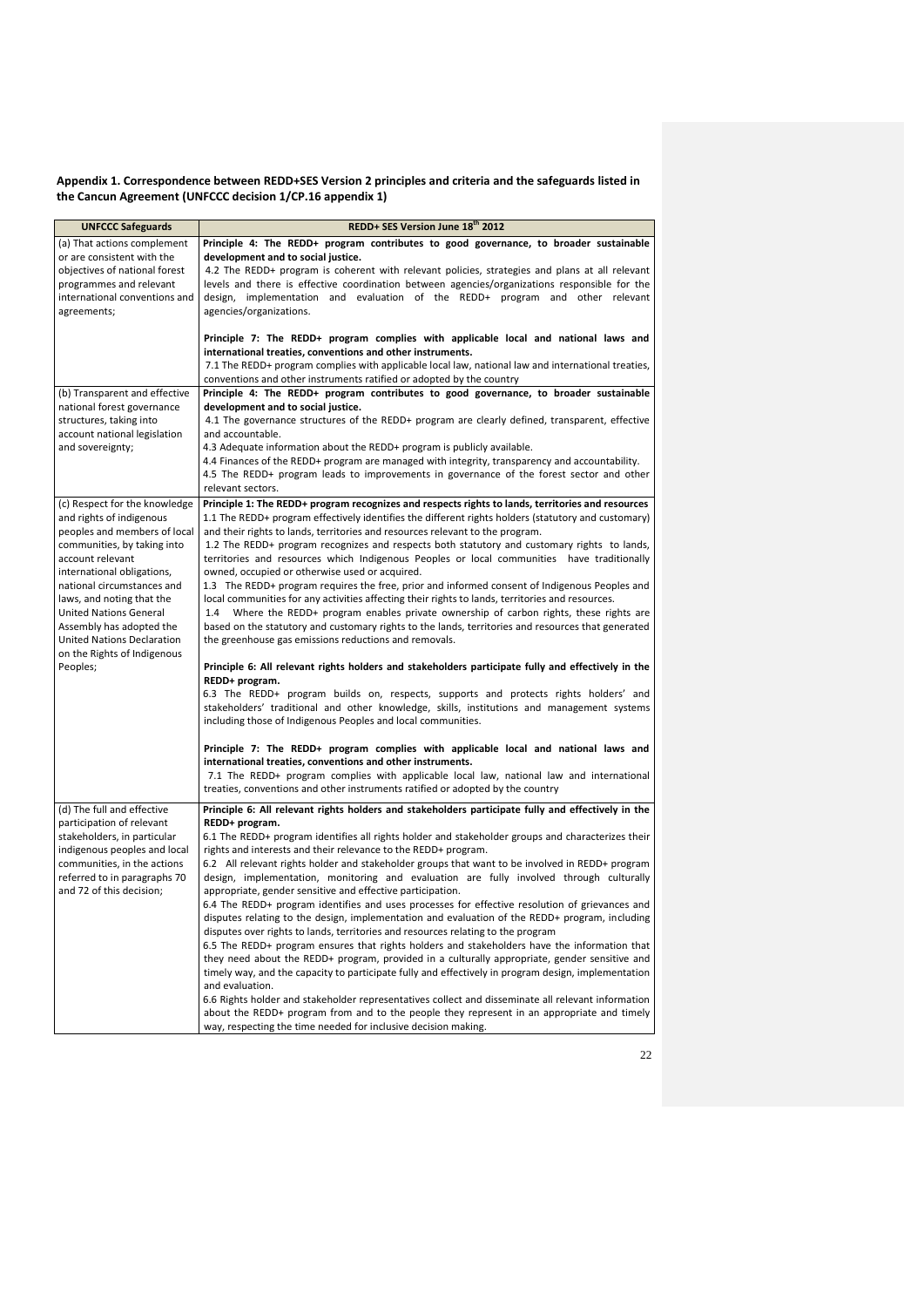**Appendix 1. Correspondence between REDD+SES Version 2 principles and criteria and the safeguards listed in the Cancun Agreement (UNFCCC decision 1/CP.16 appendix 1)**

| UNFCCC Safeguards | REDD+ SES Version June 18th 2012 |
|---|---|
| (a) That actions complement or are consistent with the objectives of national forest programmes and relevant international conventions and agreements; | **Principle 4: The REDD+ program contributes to good governance, to broader sustainable development and to social justice.**<br>4.2 The REDD+ program is coherent with relevant policies, strategies and plans at all relevant levels and there is effective coordination between agencies/organizations responsible for the design, implementation and evaluation of the REDD+ program and other relevant agencies/organizations.<br><br>**Principle 7: The REDD+ program complies with applicable local and national laws and international treaties, conventions and other instruments.**<br>7.1 The REDD+ program complies with applicable local law, national law and international treaties, conventions and other instruments ratified or adopted by the country |
| (b) Transparent and effective national forest governance structures, taking into account national legislation and sovereignty; | **Principle 4: The REDD+ program contributes to good governance, to broader sustainable development and to social justice.**<br>4.1 The governance structures of the REDD+ program are clearly defined, transparent, effective and accountable.<br>4.3 Adequate information about the REDD+ program is publicly available.<br>4.4 Finances of the REDD+ program are managed with integrity, transparency and accountability.<br>4.5 The REDD+ program leads to improvements in governance of the forest sector and other relevant sectors. |
| (c) Respect for the knowledge and rights of indigenous peoples and members of local communities, by taking into account relevant international obligations, national circumstances and laws, and noting that the United Nations General Assembly has adopted the United Nations Declaration on the Rights of Indigenous Peoples; | **Principle 1: The REDD+ program recognizes and respects rights to lands, territories and resources**<br>1.1 The REDD+ program effectively identifies the different rights holders (statutory and customary) and their rights to lands, territories and resources relevant to the program.<br>1.2 The REDD+ program recognizes and respects both statutory and customary rights to lands, territories and resources which Indigenous Peoples or local communities have traditionally owned, occupied or otherwise used or acquired.<br>1.3 The REDD+ program requires the free, prior and informed consent of Indigenous Peoples and local communities for any activities affecting their rights to lands, territories and resources.<br>1.4 Where the REDD+ program enables private ownership of carbon rights, these rights are based on the statutory and customary rights to the lands, territories and resources that generated the greenhouse gas emissions reductions and removals.<br><br>**Principle 6: All relevant rights holders and stakeholders participate fully and effectively in the REDD+ program.**<br>6.3 The REDD+ program builds on, respects, supports and protects rights holders' and stakeholders' traditional and other knowledge, skills, institutions and management systems including those of Indigenous Peoples and local communities.<br><br>**Principle 7: The REDD+ program complies with applicable local and national laws and international treaties, conventions and other instruments.**<br>7.1 The REDD+ program complies with applicable local law, national law and international treaties, conventions and other instruments ratified or adopted by the country |
| (d) The full and effective participation of relevant stakeholders, in particular indigenous peoples and local communities, in the actions referred to in paragraphs 70 and 72 of this decision; | **Principle 6: All relevant rights holders and stakeholders participate fully and effectively in the REDD+ program.**<br>6.1 The REDD+ program identifies all rights holder and stakeholder groups and characterizes their rights and interests and their relevance to the REDD+ program.<br>6.2 All relevant rights holder and stakeholder groups that want to be involved in REDD+ program design, implementation, monitoring and evaluation are fully involved through culturally appropriate, gender sensitive and effective participation.<br>6.4 The REDD+ program identifies and uses processes for effective resolution of grievances and disputes relating to the design, implementation and evaluation of the REDD+ program, including disputes over rights to lands, territories and resources relating to the program<br>6.5 The REDD+ program ensures that rights holders and stakeholders have the information that they need about the REDD+ program, provided in a culturally appropriate, gender sensitive and timely way, and the capacity to participate fully and effectively in program design, implementation and evaluation.<br>6.6 Rights holder and stakeholder representatives collect and disseminate all relevant information about the REDD+ program from and to the people they represent in an appropriate and timely way, respecting the time needed for inclusive decision making. |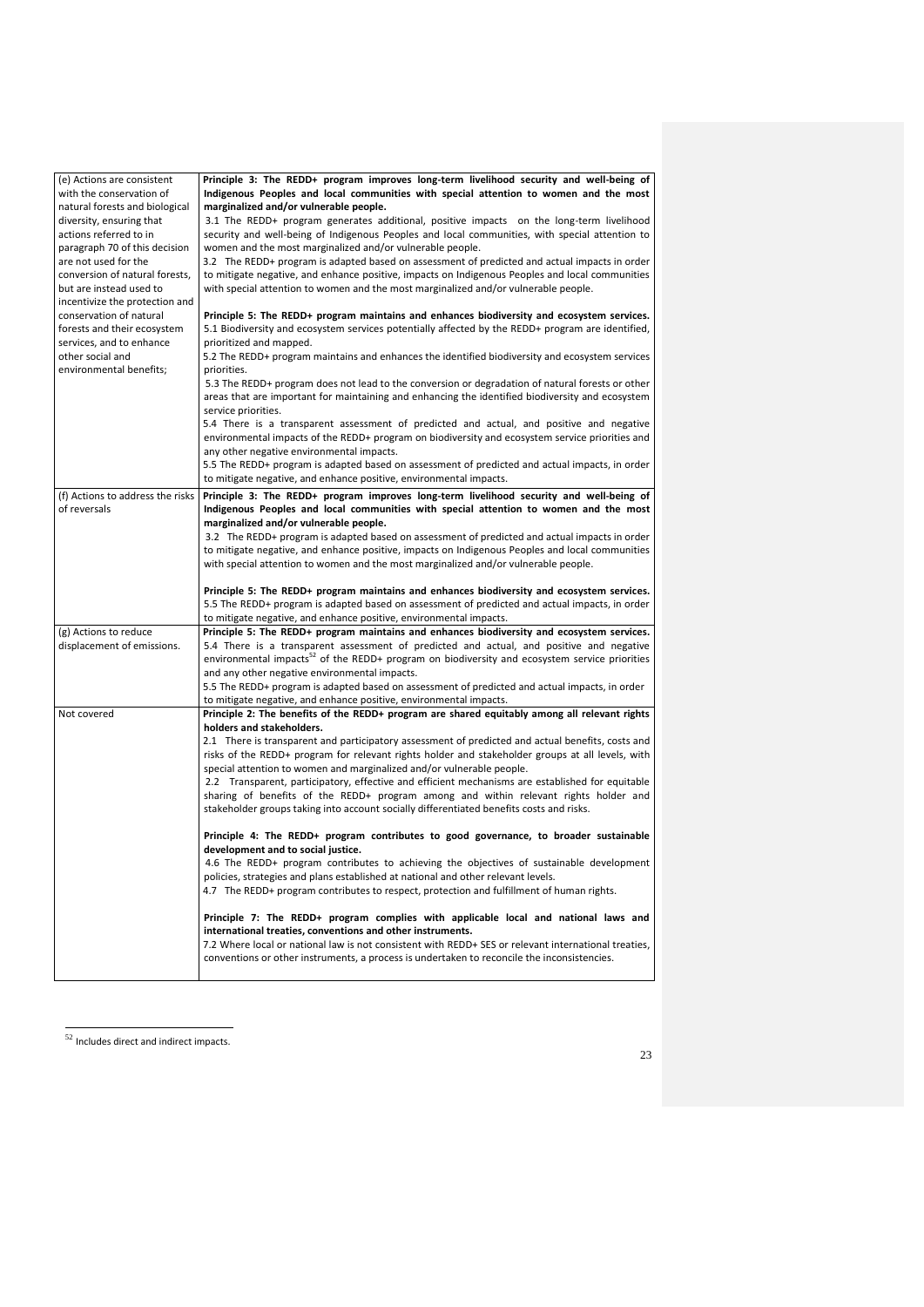| | |
|---|---|
| (e) Actions are consistent with the conservation of natural forests and biological diversity, ensuring that actions referred to in paragraph 70 of this decision are not used for the conversion of natural forests, but are instead used to incentivize the protection and conservation of natural forests and their ecosystem services, and to enhance other social and environmental benefits; | **Principle 3: The REDD+ program improves long-term livelihood security and well-being of Indigenous Peoples and local communities with special attention to women and the most marginalized and/or vulnerable people.**<br>3.1 The REDD+ program generates additional, positive impacts on the long-term livelihood security and well-being of Indigenous Peoples and local communities, with special attention to women and the most marginalized and/or vulnerable people.<br>3.2 The REDD+ program is adapted based on assessment of predicted and actual impacts in order to mitigate negative, and enhance positive, impacts on Indigenous Peoples and local communities with special attention to women and the most marginalized and/or vulnerable people.<br><br>**Principle 5: The REDD+ program maintains and enhances biodiversity and ecosystem services.**<br>5.1 Biodiversity and ecosystem services potentially affected by the REDD+ program are identified, prioritized and mapped.<br>5.2 The REDD+ program maintains and enhances the identified biodiversity and ecosystem services priorities.<br>5.3 The REDD+ program does not lead to the conversion or degradation of natural forests or other areas that are important for maintaining and enhancing the identified biodiversity and ecosystem service priorities.<br>5.4 There is a transparent assessment of predicted and actual, and positive and negative environmental impacts of the REDD+ program on biodiversity and ecosystem service priorities and any other negative environmental impacts.<br>5.5 The REDD+ program is adapted based on assessment of predicted and actual impacts, in order to mitigate negative, and enhance positive, environmental impacts. |
| (f) Actions to address the risks of reversals | **Principle 3: The REDD+ program improves long-term livelihood security and well-being of Indigenous Peoples and local communities with special attention to women and the most marginalized and/or vulnerable people.**<br>3.2 The REDD+ program is adapted based on assessment of predicted and actual impacts in order to mitigate negative, and enhance positive, impacts on Indigenous Peoples and local communities with special attention to women and the most marginalized and/or vulnerable people.<br><br>**Principle 5: The REDD+ program maintains and enhances biodiversity and ecosystem services.**<br>5.5 The REDD+ program is adapted based on assessment of predicted and actual impacts, in order to mitigate negative, and enhance positive, environmental impacts. |
| (g) Actions to reduce displacement of emissions. | **Principle 5: The REDD+ program maintains and enhances biodiversity and ecosystem services.**<br>5.4 There is a transparent assessment of predicted and actual, and positive and negative environmental impacts[52] of the REDD+ program on biodiversity and ecosystem service priorities and any other negative environmental impacts.<br>5.5 The REDD+ program is adapted based on assessment of predicted and actual impacts, in order to mitigate negative, and enhance positive, environmental impacts. |
| Not covered | **Principle 2: The benefits of the REDD+ program are shared equitably among all relevant rights holders and stakeholders.**<br>2.1 There is transparent and participatory assessment of predicted and actual benefits, costs and risks of the REDD+ program for relevant rights holder and stakeholder groups at all levels, with special attention to women and marginalized and/or vulnerable people.<br>2.2 Transparent, participatory, effective and efficient mechanisms are established for equitable sharing of benefits of the REDD+ program among and within relevant rights holder and stakeholder groups taking into account socially differentiated benefits costs and risks.<br><br>**Principle 4: The REDD+ program contributes to good governance, to broader sustainable development and to social justice.**<br>4.6 The REDD+ program contributes to achieving the objectives of sustainable development policies, strategies and plans established at national and other relevant levels.<br>4.7 The REDD+ program contributes to respect, protection and fulfillment of human rights.<br><br>**Principle 7: The REDD+ program complies with applicable local and national laws and international treaties, conventions and other instruments.**<br>7.2 Where local or national law is not consistent with REDD+ SES or relevant international treaties, conventions or other instruments, a process is undertaken to reconcile the inconsistencies. |

[52] Includes direct and indirect impacts.